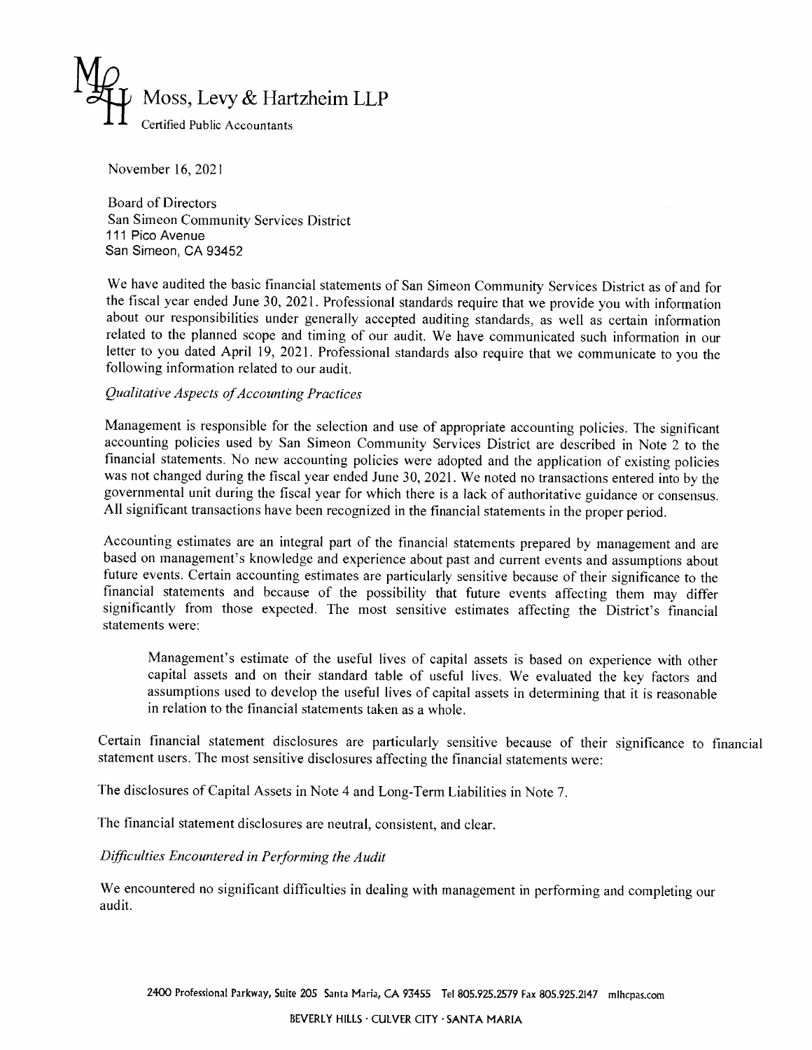# Moss, Levy & Hartzheim LLP

Certified Public Accountants

November 16, 2021

Board of Directors
San Simeon Community Services District
111 Pico Avenue
San Simeon, CA 93452

We have audited the basic financial statements of San Simeon Community Services District as of and for the fiscal year ended June 30, 2021. Professional standards require that we provide you with information about our responsibilities under generally accepted auditing standards, as well as certain information related to the planned scope and timing of our audit. We have communicated such information in our letter to you dated April 19, 2021. Professional standards also require that we communicate to you the following information related to our audit.

*Qualitative Aspects of Accounting Practices*

Management is responsible for the selection and use of appropriate accounting policies. The significant accounting policies used by San Simeon Community Services District are described in Note 2 to the financial statements. No new accounting policies were adopted and the application of existing policies was not changed during the fiscal year ended June 30, 2021. We noted no transactions entered into by the governmental unit during the fiscal year for which there is a lack of authoritative guidance or consensus. All significant transactions have been recognized in the financial statements in the proper period.

Accounting estimates are an integral part of the financial statements prepared by management and are based on management's knowledge and experience about past and current events and assumptions about future events. Certain accounting estimates are particularly sensitive because of their significance to the financial statements and because of the possibility that future events affecting them may differ significantly from those expected. The most sensitive estimates affecting the District's financial statements were:

> Management's estimate of the useful lives of capital assets is based on experience with other capital assets and on their standard table of useful lives. We evaluated the key factors and assumptions used to develop the useful lives of capital assets in determining that it is reasonable in relation to the financial statements taken as a whole.

Certain financial statement disclosures are particularly sensitive because of their significance to financial statement users. The most sensitive disclosures affecting the financial statements were:

The disclosures of Capital Assets in Note 4 and Long-Term Liabilities in Note 7.

The financial statement disclosures are neutral, consistent, and clear.

*Difficulties Encountered in Performing the Audit*

We encountered no significant difficulties in dealing with management in performing and completing our audit.

2400 Professional Parkway, Suite 205 Santa Maria, CA 93455 Tel 805.925.2579 Fax 805.925.2147 mlhcpas.com

BEVERLY HILLS · CULVER CITY · SANTA MARIA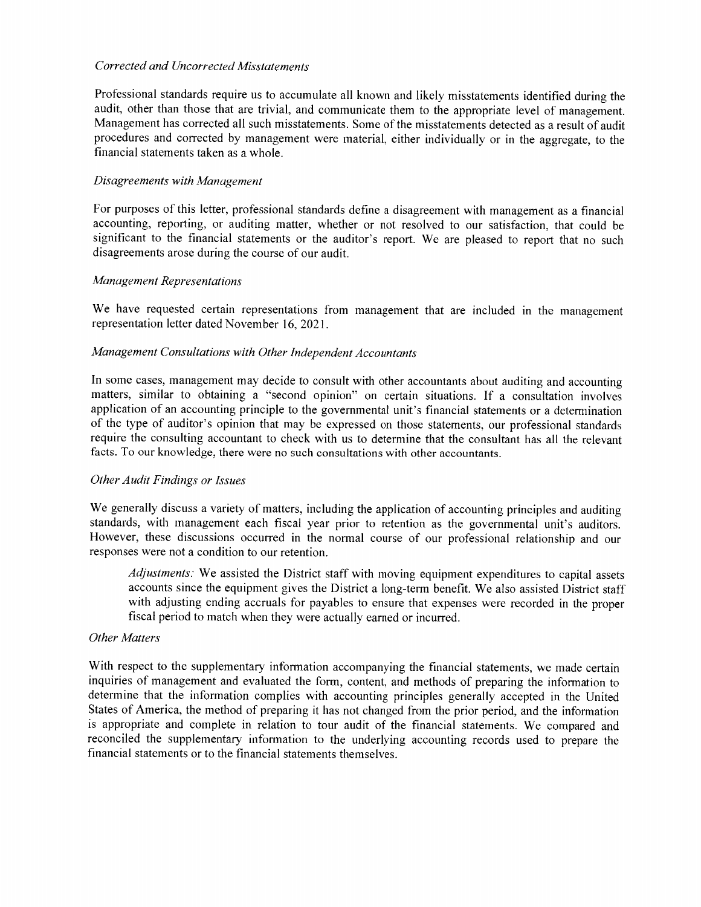*Corrected and Uncorrected Misstatements*

Professional standards require us to accumulate all known and likely misstatements identified during the audit, other than those that are trivial, and communicate them to the appropriate level of management. Management has corrected all such misstatements. Some of the misstatements detected as a result of audit procedures and corrected by management were material, either individually or in the aggregate, to the financial statements taken as a whole.

*Disagreements with Management*

For purposes of this letter, professional standards define a disagreement with management as a financial accounting, reporting, or auditing matter, whether or not resolved to our satisfaction, that could be significant to the financial statements or the auditor's report. We are pleased to report that no such disagreements arose during the course of our audit.

*Management Representations*

We have requested certain representations from management that are included in the management representation letter dated November 16, 2021.

*Management Consultations with Other Independent Accountants*

In some cases, management may decide to consult with other accountants about auditing and accounting matters, similar to obtaining a "second opinion" on certain situations. If a consultation involves application of an accounting principle to the governmental unit's financial statements or a determination of the type of auditor's opinion that may be expressed on those statements, our professional standards require the consulting accountant to check with us to determine that the consultant has all the relevant facts. To our knowledge, there were no such consultations with other accountants.

*Other Audit Findings or Issues*

We generally discuss a variety of matters, including the application of accounting principles and auditing standards, with management each fiscal year prior to retention as the governmental unit's auditors. However, these discussions occurred in the normal course of our professional relationship and our responses were not a condition to our retention.

> *Adjustments:* We assisted the District staff with moving equipment expenditures to capital assets accounts since the equipment gives the District a long-term benefit. We also assisted District staff with adjusting ending accruals for payables to ensure that expenses were recorded in the proper fiscal period to match when they were actually earned or incurred.

*Other Matters*

With respect to the supplementary information accompanying the financial statements, we made certain inquiries of management and evaluated the form, content, and methods of preparing the information to determine that the information complies with accounting principles generally accepted in the United States of America, the method of preparing it has not changed from the prior period, and the information is appropriate and complete in relation to tour audit of the financial statements. We compared and reconciled the supplementary information to the underlying accounting records used to prepare the financial statements or to the financial statements themselves.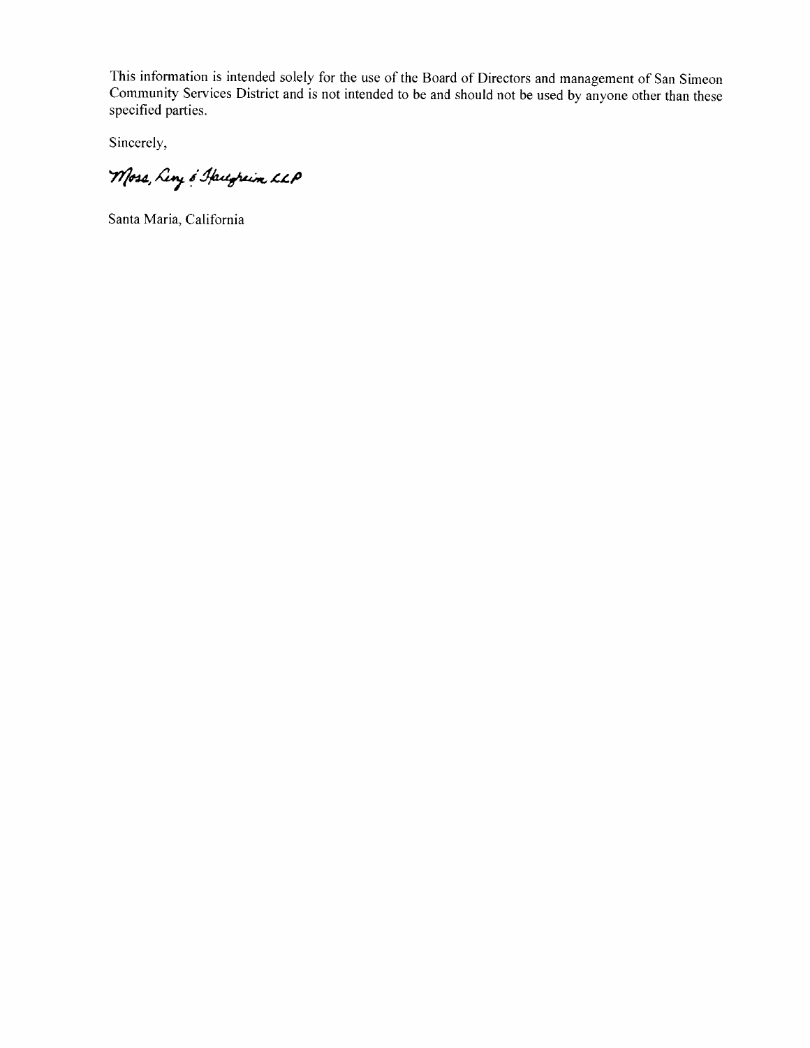This information is intended solely for the use of the Board of Directors and management of San Simeon Community Services District and is not intended to be and should not be used by anyone other than these specified parties.

Sincerely,

Moss, Levy & Hartzheim LLP

Santa Maria, California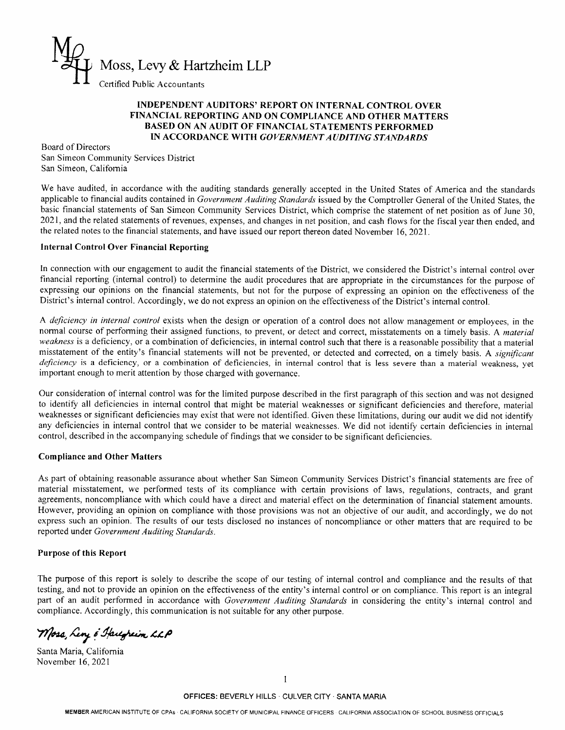Moss, Levy & Hartzheim LLP

Certified Public Accountants

# INDEPENDENT AUDITORS' REPORT ON INTERNAL CONTROL OVER FINANCIAL REPORTING AND ON COMPLIANCE AND OTHER MATTERS BASED ON AN AUDIT OF FINANCIAL STATEMENTS PERFORMED IN ACCORDANCE WITH *GOVERNMENT AUDITING STANDARDS*

Board of Directors
San Simeon Community Services District
San Simeon, California

We have audited, in accordance with the auditing standards generally accepted in the United States of America and the standards applicable to financial audits contained in *Government Auditing Standards* issued by the Comptroller General of the United States, the basic financial statements of San Simeon Community Services District, which comprise the statement of net position as of June 30, 2021, and the related statements of revenues, expenses, and changes in net position, and cash flows for the fiscal year then ended, and the related notes to the financial statements, and have issued our report thereon dated November 16, 2021.

## Internal Control Over Financial Reporting

In connection with our engagement to audit the financial statements of the District, we considered the District's internal control over financial reporting (internal control) to determine the audit procedures that are appropriate in the circumstances for the purpose of expressing our opinions on the financial statements, but not for the purpose of expressing an opinion on the effectiveness of the District's internal control. Accordingly, we do not express an opinion on the effectiveness of the District's internal control.

A *deficiency in internal control* exists when the design or operation of a control does not allow management or employees, in the normal course of performing their assigned functions, to prevent, or detect and correct, misstatements on a timely basis. A *material weakness* is a deficiency, or a combination of deficiencies, in internal control such that there is a reasonable possibility that a material misstatement of the entity's financial statements will not be prevented, or detected and corrected, on a timely basis. A *significant deficiency* is a deficiency, or a combination of deficiencies, in internal control that is less severe than a material weakness, yet important enough to merit attention by those charged with governance.

Our consideration of internal control was for the limited purpose described in the first paragraph of this section and was not designed to identify all deficiencies in internal control that might be material weaknesses or significant deficiencies and therefore, material weaknesses or significant deficiencies may exist that were not identified. Given these limitations, during our audit we did not identify any deficiencies in internal control that we consider to be material weaknesses. We did not identify certain deficiencies in internal control, described in the accompanying schedule of findings that we consider to be significant deficiencies.

## Compliance and Other Matters

As part of obtaining reasonable assurance about whether San Simeon Community Services District's financial statements are free of material misstatement, we performed tests of its compliance with certain provisions of laws, regulations, contracts, and grant agreements, noncompliance with which could have a direct and material effect on the determination of financial statement amounts. However, providing an opinion on compliance with those provisions was not an objective of our audit, and accordingly, we do not express such an opinion. The results of our tests disclosed no instances of noncompliance or other matters that are required to be reported under *Government Auditing Standards*.

## Purpose of this Report

The purpose of this report is solely to describe the scope of our testing of internal control and compliance and the results of that testing, and not to provide an opinion on the effectiveness of the entity's internal control or on compliance. This report is an integral part of an audit performed in accordance with *Government Auditing Standards* in considering the entity's internal control and compliance. Accordingly, this communication is not suitable for any other purpose.

*Moss, Levy & Hartzheim LLP*

Santa Maria, California
November 16, 2021

OFFICES: BEVERLY HILLS · CULVER CITY · SANTA MARIA

MEMBER AMERICAN INSTITUTE OF CPAs · CALIFORNIA SOCIETY OF MUNICIPAL FINANCE OFFICERS · CALIFORNIA ASSOCIATION OF SCHOOL BUSINESS OFFICIALS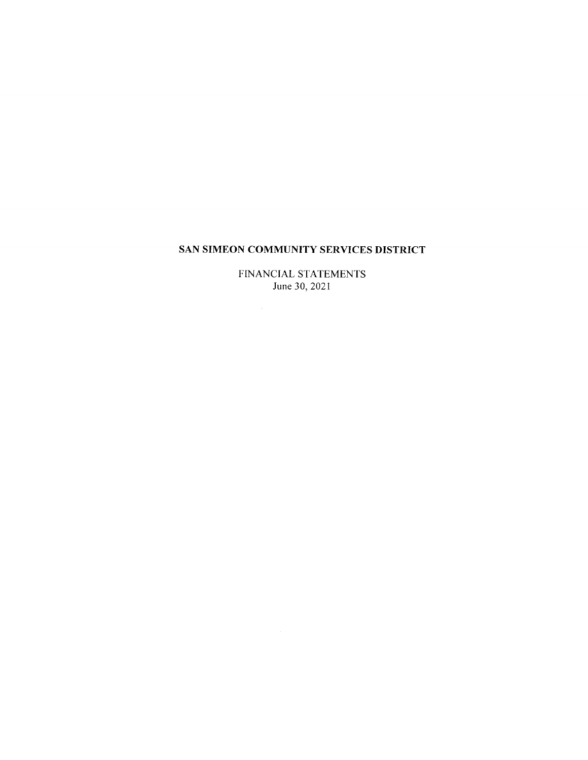**SAN SIMEON COMMUNITY SERVICES DISTRICT**

FINANCIAL STATEMENTS
June 30, 2021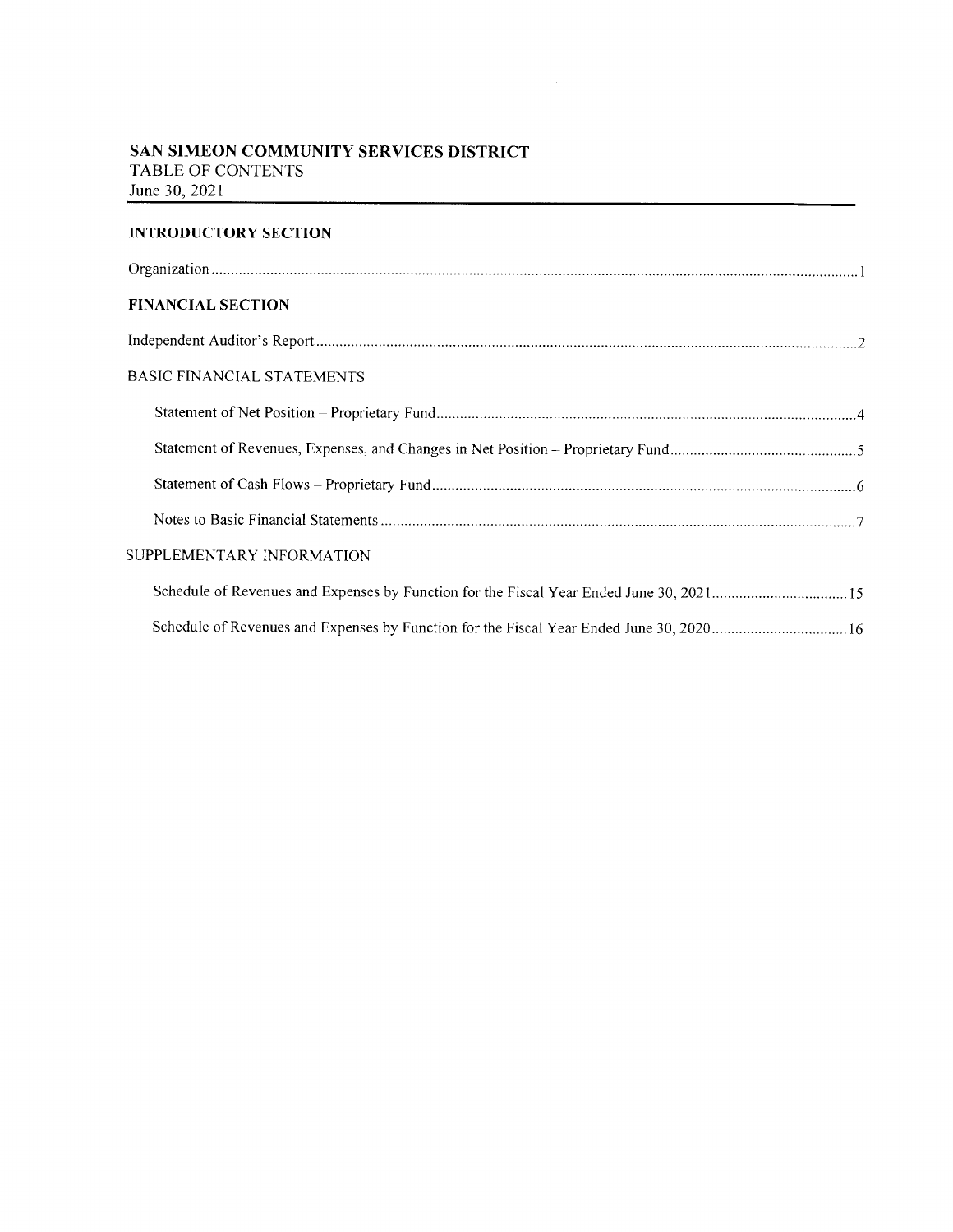# SAN SIMEON COMMUNITY SERVICES DISTRICT

TABLE OF CONTENTS

June 30, 2021

## INTRODUCTORY SECTION

Organization .................................................................................................................. 1

## FINANCIAL SECTION

Independent Auditor's Report .......................................................................................... 2

BASIC FINANCIAL STATEMENTS

- Statement of Net Position – Proprietary Fund ................................................................. 4
- Statement of Revenues, Expenses, and Changes in Net Position – Proprietary Fund ............. 5
- Statement of Cash Flows – Proprietary Fund .................................................................. 6
- Notes to Basic Financial Statements .............................................................................. 7

SUPPLEMENTARY INFORMATION

- Schedule of Revenues and Expenses by Function for the Fiscal Year Ended June 30, 2021 ........ 15
- Schedule of Revenues and Expenses by Function for the Fiscal Year Ended June 30, 2020 ........ 16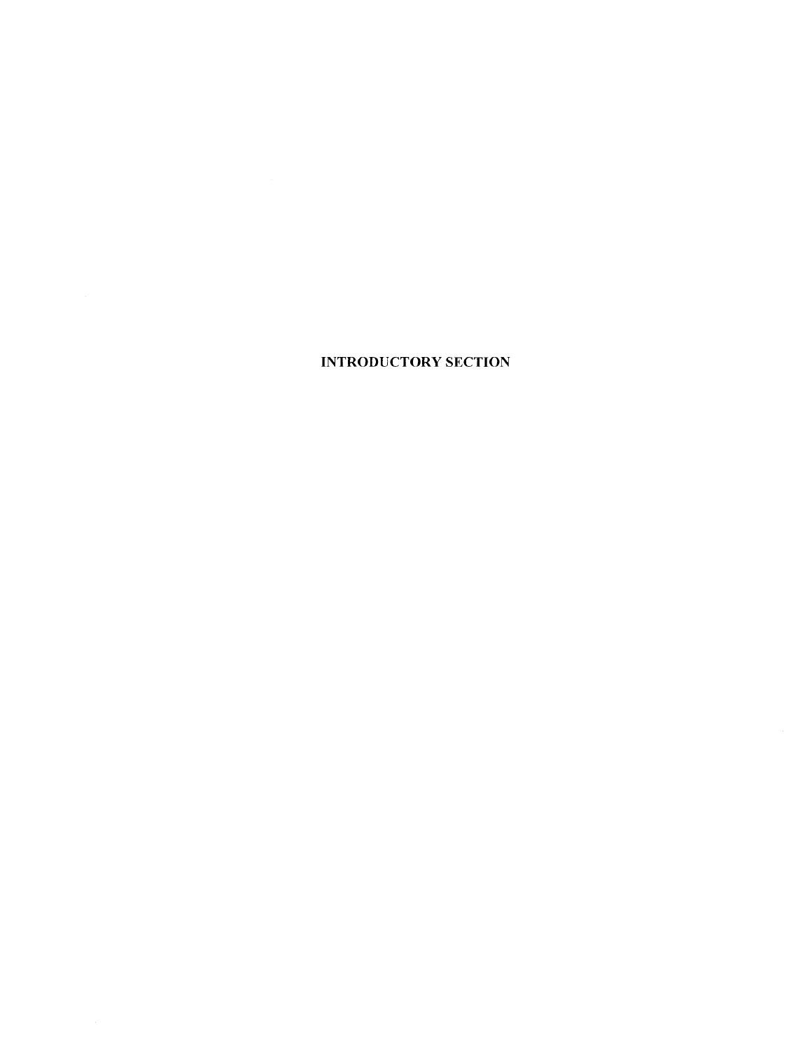# INTRODUCTORY SECTION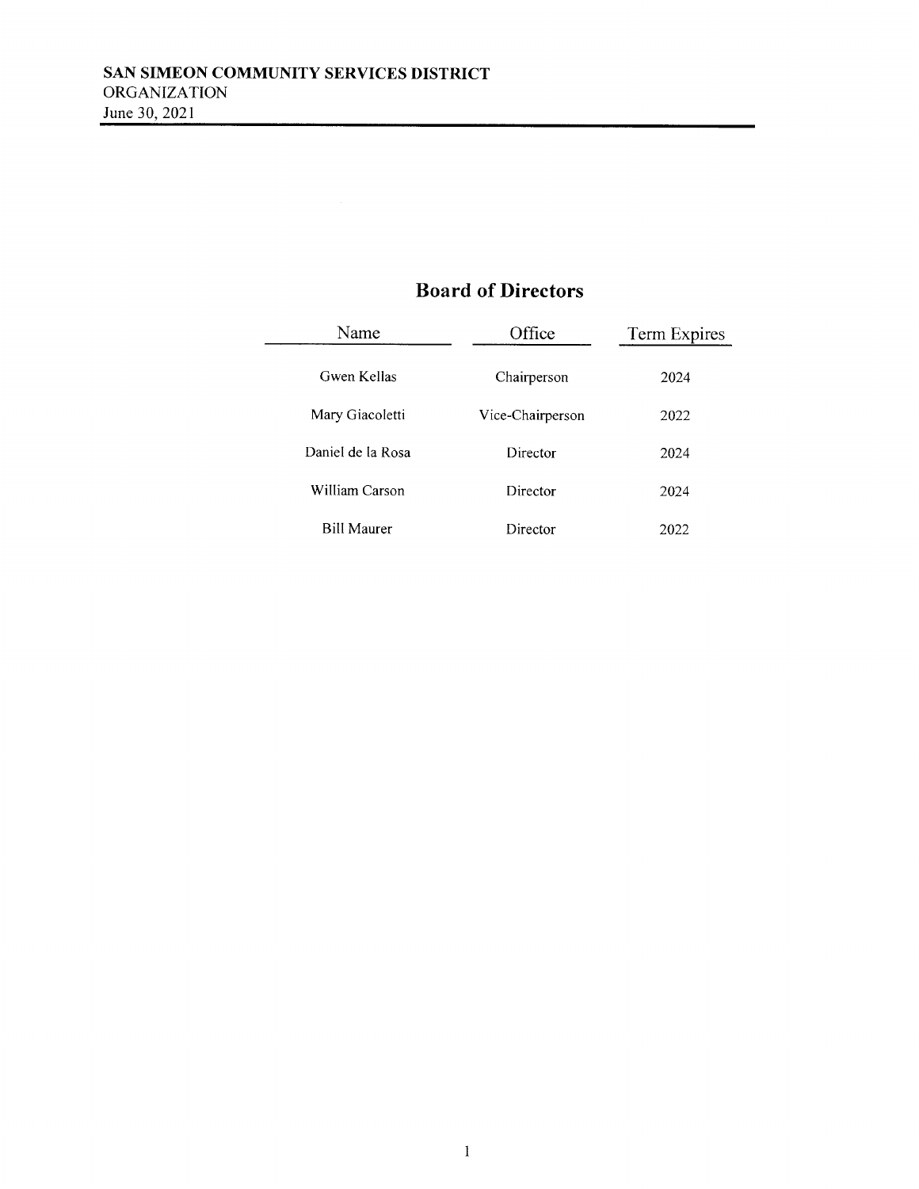**SAN SIMEON COMMUNITY SERVICES DISTRICT**
ORGANIZATION
June 30, 2021

## Board of Directors

| Name | Office | Term Expires |
|---|---|---|
| Gwen Kellas | Chairperson | 2024 |
| Mary Giacoletti | Vice-Chairperson | 2022 |
| Daniel de la Rosa | Director | 2024 |
| William Carson | Director | 2024 |
| Bill Maurer | Director | 2022 |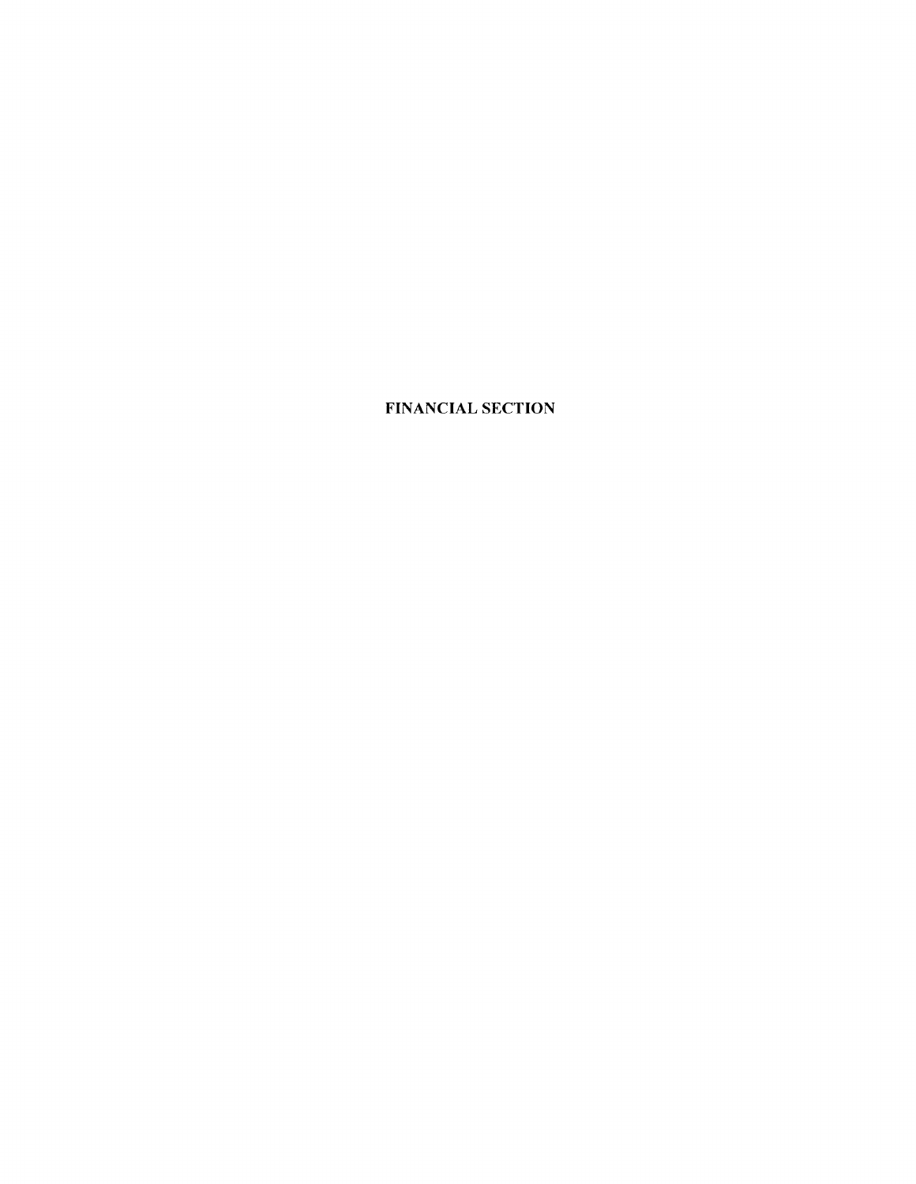# FINANCIAL SECTION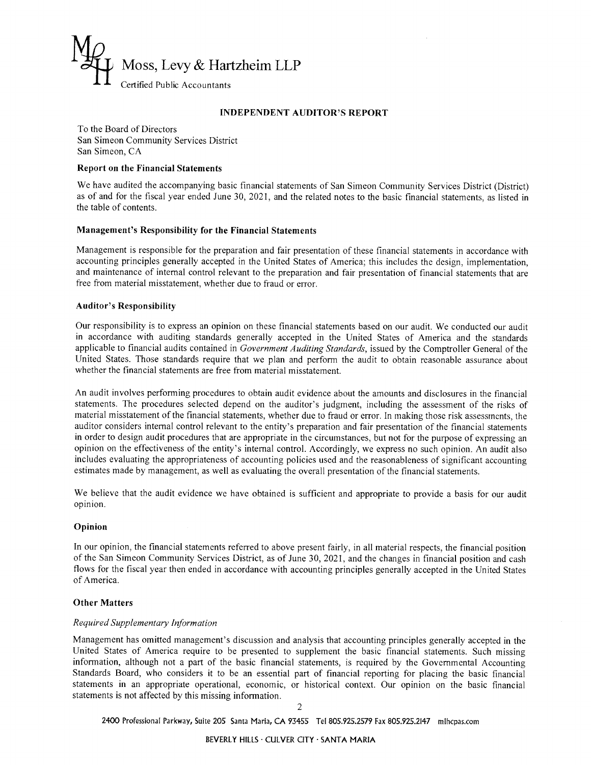Moss, Levy & Hartzheim LLP

Certified Public Accountants

## INDEPENDENT AUDITOR'S REPORT

To the Board of Directors
San Simeon Community Services District
San Simeon, CA

### Report on the Financial Statements

We have audited the accompanying basic financial statements of San Simeon Community Services District (District) as of and for the fiscal year ended June 30, 2021, and the related notes to the basic financial statements, as listed in the table of contents.

### Management's Responsibility for the Financial Statements

Management is responsible for the preparation and fair presentation of these financial statements in accordance with accounting principles generally accepted in the United States of America; this includes the design, implementation, and maintenance of internal control relevant to the preparation and fair presentation of financial statements that are free from material misstatement, whether due to fraud or error.

### Auditor's Responsibility

Our responsibility is to express an opinion on these financial statements based on our audit. We conducted our audit in accordance with auditing standards generally accepted in the United States of America and the standards applicable to financial audits contained in *Government Auditing Standards*, issued by the Comptroller General of the United States. Those standards require that we plan and perform the audit to obtain reasonable assurance about whether the financial statements are free from material misstatement.

An audit involves performing procedures to obtain audit evidence about the amounts and disclosures in the financial statements. The procedures selected depend on the auditor's judgment, including the assessment of the risks of material misstatement of the financial statements, whether due to fraud or error. In making those risk assessments, the auditor considers internal control relevant to the entity's preparation and fair presentation of the financial statements in order to design audit procedures that are appropriate in the circumstances, but not for the purpose of expressing an opinion on the effectiveness of the entity's internal control. Accordingly, we express no such opinion. An audit also includes evaluating the appropriateness of accounting policies used and the reasonableness of significant accounting estimates made by management, as well as evaluating the overall presentation of the financial statements.

We believe that the audit evidence we have obtained is sufficient and appropriate to provide a basis for our audit opinion.

### Opinion

In our opinion, the financial statements referred to above present fairly, in all material respects, the financial position of the San Simeon Community Services District, as of June 30, 2021, and the changes in financial position and cash flows for the fiscal year then ended in accordance with accounting principles generally accepted in the United States of America.

### Other Matters

*Required Supplementary Information*

Management has omitted management's discussion and analysis that accounting principles generally accepted in the United States of America require to be presented to supplement the basic financial statements. Such missing information, although not a part of the basic financial statements, is required by the Governmental Accounting Standards Board, who considers it to be an essential part of financial reporting for placing the basic financial statements in an appropriate operational, economic, or historical context. Our opinion on the basic financial statements is not affected by this missing information.

2400 Professional Parkway, Suite 205 Santa Maria, CA 93455 Tel 805.925.2579 Fax 805.925.2147 mlhcpas.com

BEVERLY HILLS · CULVER CITY · SANTA MARIA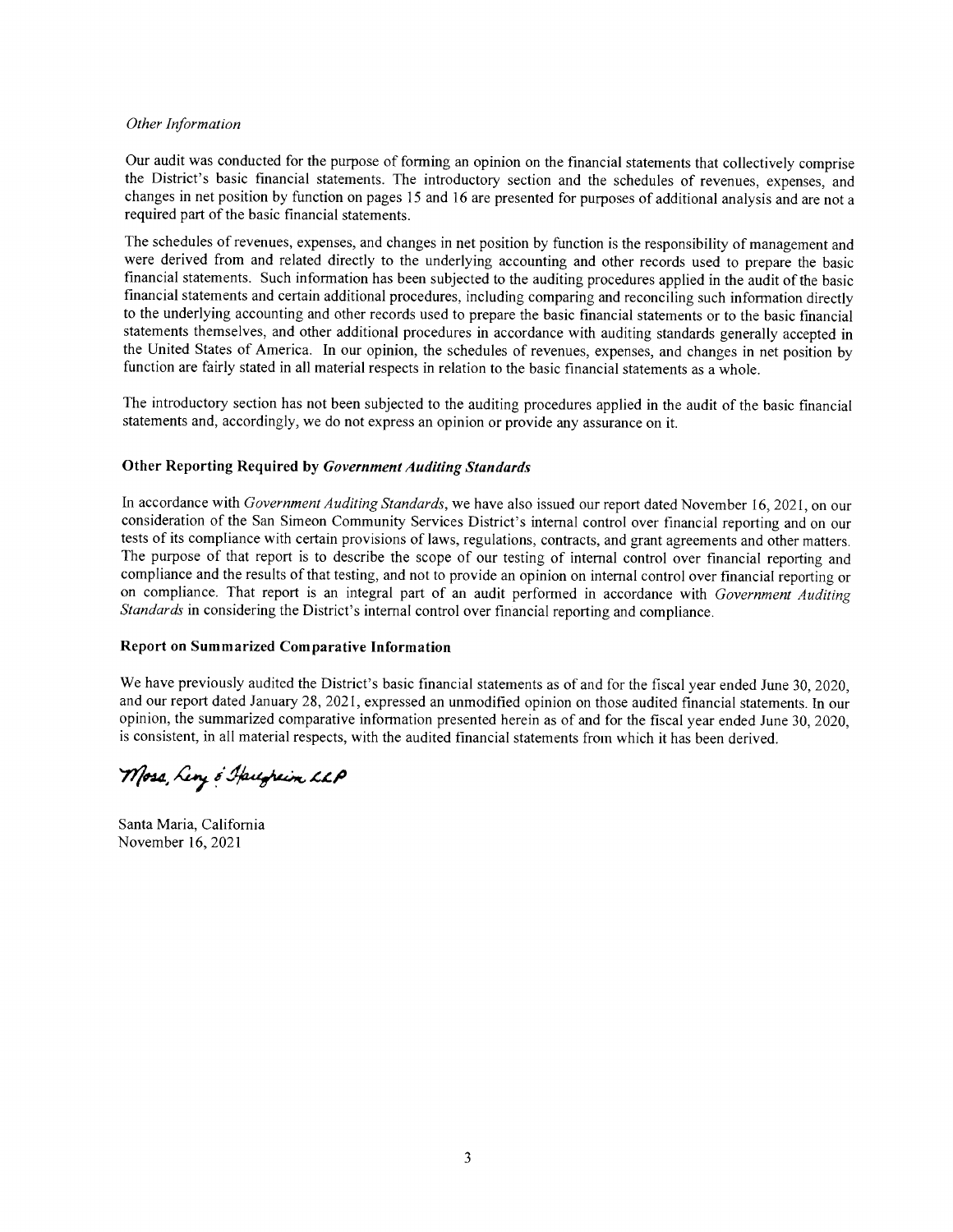*Other Information*

Our audit was conducted for the purpose of forming an opinion on the financial statements that collectively comprise the District's basic financial statements. The introductory section and the schedules of revenues, expenses, and changes in net position by function on pages 15 and 16 are presented for purposes of additional analysis and are not a required part of the basic financial statements.

The schedules of revenues, expenses, and changes in net position by function is the responsibility of management and were derived from and related directly to the underlying accounting and other records used to prepare the basic financial statements. Such information has been subjected to the auditing procedures applied in the audit of the basic financial statements and certain additional procedures, including comparing and reconciling such information directly to the underlying accounting and other records used to prepare the basic financial statements or to the basic financial statements themselves, and other additional procedures in accordance with auditing standards generally accepted in the United States of America. In our opinion, the schedules of revenues, expenses, and changes in net position by function are fairly stated in all material respects in relation to the basic financial statements as a whole.

The introductory section has not been subjected to the auditing procedures applied in the audit of the basic financial statements and, accordingly, we do not express an opinion or provide any assurance on it.

### Other Reporting Required by *Government Auditing Standards*

In accordance with *Government Auditing Standards*, we have also issued our report dated November 16, 2021, on our consideration of the San Simeon Community Services District's internal control over financial reporting and on our tests of its compliance with certain provisions of laws, regulations, contracts, and grant agreements and other matters. The purpose of that report is to describe the scope of our testing of internal control over financial reporting and compliance and the results of that testing, and not to provide an opinion on internal control over financial reporting or on compliance. That report is an integral part of an audit performed in accordance with *Government Auditing Standards* in considering the District's internal control over financial reporting and compliance.

### Report on Summarized Comparative Information

We have previously audited the District's basic financial statements as of and for the fiscal year ended June 30, 2020, and our report dated January 28, 2021, expressed an unmodified opinion on those audited financial statements. In our opinion, the summarized comparative information presented herein as of and for the fiscal year ended June 30, 2020, is consistent, in all material respects, with the audited financial statements from which it has been derived.

*Moss, Levy & Hartzheim LLP*

Santa Maria, California
November 16, 2021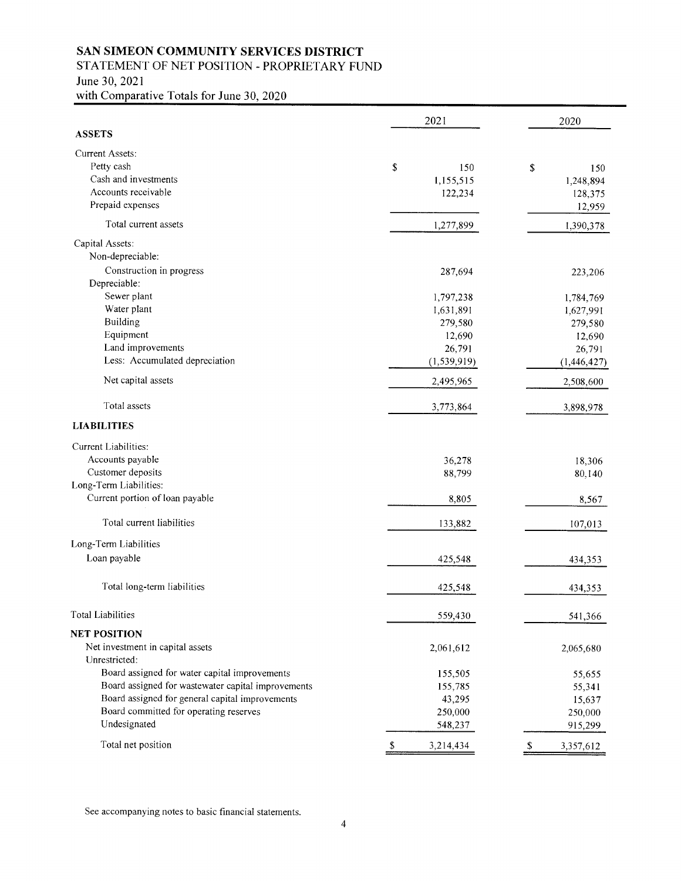# SAN SIMEON COMMUNITY SERVICES DISTRICT

## STATEMENT OF NET POSITION - PROPRIETARY FUND

June 30, 2021

with Comparative Totals for June 30, 2020

| | 2021 | 2020 |
|---|---|---|
| **ASSETS** | | |
| Current Assets: | | |
| Petty cash | $ 150 | $ 150 |
| Cash and investments | 1,155,515 | 1,248,894 |
| Accounts receivable | 122,234 | 128,375 |
| Prepaid expenses | | 12,959 |
| Total current assets | 1,277,899 | 1,390,378 |
| Capital Assets: | | |
| Non-depreciable: | | |
| Construction in progress | 287,694 | 223,206 |
| Depreciable: | | |
| Sewer plant | 1,797,238 | 1,784,769 |
| Water plant | 1,631,891 | 1,627,991 |
| Building | 279,580 | 279,580 |
| Equipment | 12,690 | 12,690 |
| Land improvements | 26,791 | 26,791 |
| Less: Accumulated depreciation | (1,539,919) | (1,446,427) |
| Net capital assets | 2,495,965 | 2,508,600 |
| Total assets | 3,773,864 | 3,898,978 |
| **LIABILITIES** | | |
| Current Liabilities: | | |
| Accounts payable | 36,278 | 18,306 |
| Customer deposits | 88,799 | 80,140 |
| Long-Term Liabilities: | | |
| Current portion of loan payable | 8,805 | 8,567 |
| Total current liabilities | 133,882 | 107,013 |
| Long-Term Liabilities | | |
| Loan payable | 425,548 | 434,353 |
| Total long-term liabilities | 425,548 | 434,353 |
| Total Liabilities | 559,430 | 541,366 |
| **NET POSITION** | | |
| Net investment in capital assets | 2,061,612 | 2,065,680 |
| Unrestricted: | | |
| Board assigned for water capital improvements | 155,505 | 55,655 |
| Board assigned for wastewater capital improvements | 155,785 | 55,341 |
| Board assigned for general capital improvements | 43,295 | 15,637 |
| Board committed for operating reserves | 250,000 | 250,000 |
| Undesignated | 548,237 | 915,299 |
| Total net position | $ 3,214,434 | $ 3,357,612 |

See accompanying notes to basic financial statements.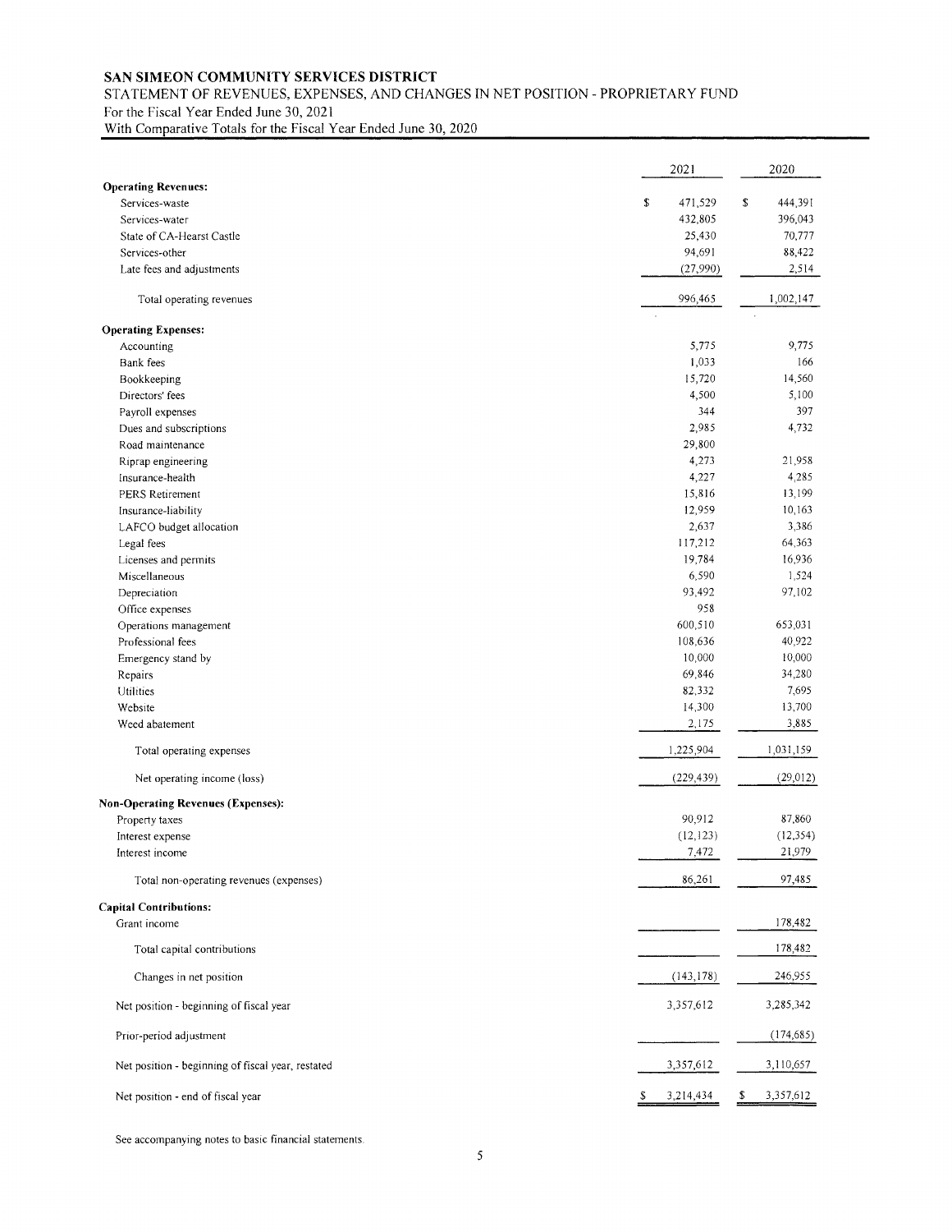**SAN SIMEON COMMUNITY SERVICES DISTRICT**

STATEMENT OF REVENUES, EXPENSES, AND CHANGES IN NET POSITION - PROPRIETARY FUND

For the Fiscal Year Ended June 30, 2021

With Comparative Totals for the Fiscal Year Ended June 30, 2020

| | 2021 | 2020 |
|---|---|---|
| **Operating Revenues:** | | |
| Services-waste | $ 471,529 | $ 444,391 |
| Services-water | 432,805 | 396,043 |
| State of CA-Hearst Castle | 25,430 | 70,777 |
| Services-other | 94,691 | 88,422 |
| Late fees and adjustments | (27,990) | 2,514 |
| Total operating revenues | 996,465 | 1,002,147 |
| **Operating Expenses:** | | |
| Accounting | 5,775 | 9,775 |
| Bank fees | 1,033 | 166 |
| Bookkeeping | 15,720 | 14,560 |
| Directors' fees | 4,500 | 5,100 |
| Payroll expenses | 344 | 397 |
| Dues and subscriptions | 2,985 | 4,732 |
| Road maintenance | 29,800 | |
| Riprap engineering | 4,273 | 21,958 |
| Insurance-health | 4,227 | 4,285 |
| PERS Retirement | 15,816 | 13,199 |
| Insurance-liability | 12,959 | 10,163 |
| LAFCO budget allocation | 2,637 | 3,386 |
| Legal fees | 117,212 | 64,363 |
| Licenses and permits | 19,784 | 16,936 |
| Miscellaneous | 6,590 | 1,524 |
| Depreciation | 93,492 | 97,102 |
| Office expenses | 958 | |
| Operations management | 600,510 | 653,031 |
| Professional fees | 108,636 | 40,922 |
| Emergency stand by | 10,000 | 10,000 |
| Repairs | 69,846 | 34,280 |
| Utilities | 82,332 | 7,695 |
| Website | 14,300 | 13,700 |
| Weed abatement | 2,175 | 3,885 |
| Total operating expenses | 1,225,904 | 1,031,159 |
| Net operating income (loss) | (229,439) | (29,012) |
| **Non-Operating Revenues (Expenses):** | | |
| Property taxes | 90,912 | 87,860 |
| Interest expense | (12,123) | (12,354) |
| Interest income | 7,472 | 21,979 |
| Total non-operating revenues (expenses) | 86,261 | 97,485 |
| **Capital Contributions:** | | |
| Grant income | | 178,482 |
| Total capital contributions | | 178,482 |
| Changes in net position | (143,178) | 246,955 |
| Net position - beginning of fiscal year | 3,357,612 | 3,285,342 |
| Prior-period adjustment | | (174,685) |
| Net position - beginning of fiscal year, restated | 3,357,612 | 3,110,657 |
| Net position - end of fiscal year | $ 3,214,434 | $ 3,357,612 |

See accompanying notes to basic financial statements.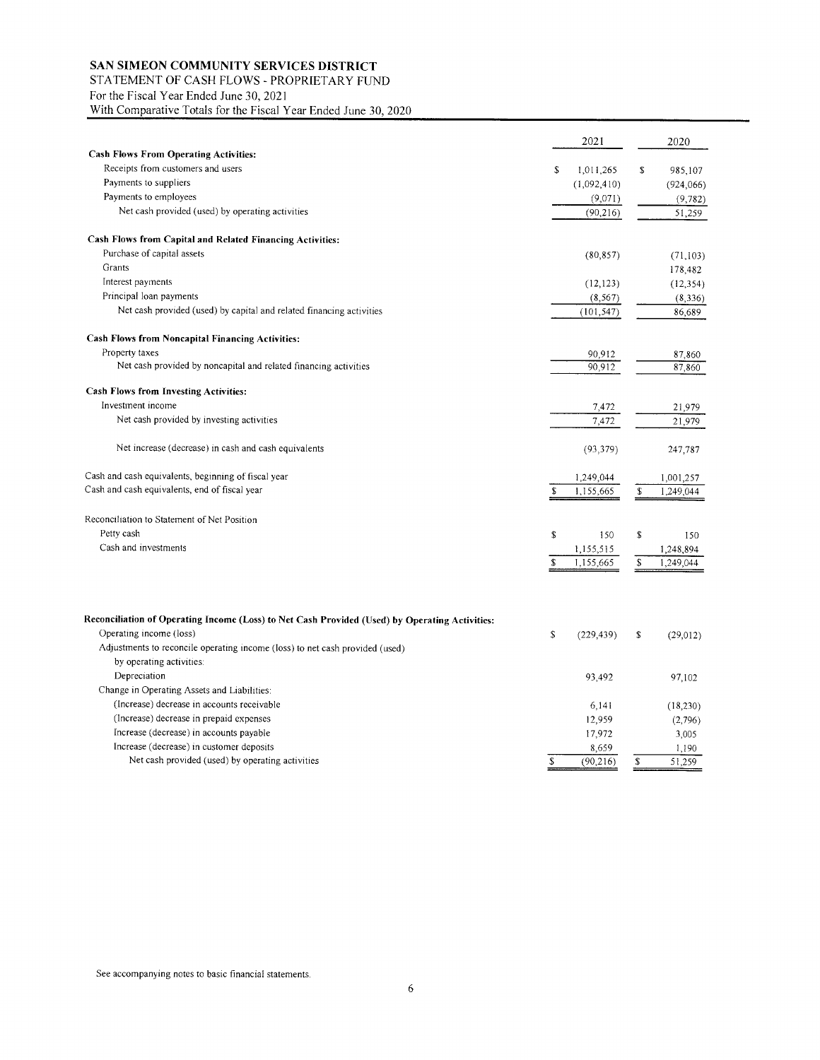**SAN SIMEON COMMUNITY SERVICES DISTRICT**
STATEMENT OF CASH FLOWS - PROPRIETARY FUND
For the Fiscal Year Ended June 30, 2021
With Comparative Totals for the Fiscal Year Ended June 30, 2020

| | 2021 | 2020 |
|---|---|---|
| **Cash Flows From Operating Activities:** | | |
| Receipts from customers and users | $ 1,011,265 | $ 985,107 |
| Payments to suppliers | (1,092,410) | (924,066) |
| Payments to employees | (9,071) | (9,782) |
| Net cash provided (used) by operating activities | (90,216) | 51,259 |
| **Cash Flows from Capital and Related Financing Activities:** | | |
| Purchase of capital assets | (80,857) | (71,103) |
| Grants | | 178,482 |
| Interest payments | (12,123) | (12,354) |
| Principal loan payments | (8,567) | (8,336) |
| Net cash provided (used) by capital and related financing activities | (101,547) | 86,689 |
| **Cash Flows from Noncapital Financing Activities:** | | |
| Property taxes | 90,912 | 87,860 |
| Net cash provided by noncapital and related financing activities | 90,912 | 87,860 |
| **Cash Flows from Investing Activities:** | | |
| Investment income | 7,472 | 21,979 |
| Net cash provided by investing activities | 7,472 | 21,979 |
| Net increase (decrease) in cash and cash equivalents | (93,379) | 247,787 |
| Cash and cash equivalents, beginning of fiscal year | 1,249,044 | 1,001,257 |
| Cash and cash equivalents, end of fiscal year | $ 1,155,665 | $ 1,249,044 |
| Reconciliation to Statement of Net Position | | |
| Petty cash | $ 150 | $ 150 |
| Cash and investments | 1,155,515 | 1,248,894 |
| | $ 1,155,665 | $ 1,249,044 |

| | 2021 | 2020 |
|---|---|---|
| **Reconciliation of Operating Income (Loss) to Net Cash Provided (Used) by Operating Activities:** | | |
| Operating income (loss) | $ (229,439) | $ (29,012) |
| Adjustments to reconcile operating income (loss) to net cash provided (used) by operating activities: | | |
| Depreciation | 93,492 | 97,102 |
| Change in Operating Assets and Liabilities: | | |
| (Increase) decrease in accounts receivable | 6,141 | (18,230) |
| (Increase) decrease in prepaid expenses | 12,959 | (2,796) |
| Increase (decrease) in accounts payable | 17,972 | 3,005 |
| Increase (decrease) in customer deposits | 8,659 | 1,190 |
| Net cash provided (used) by operating activities | $ (90,216) | $ 51,259 |

See accompanying notes to basic financial statements.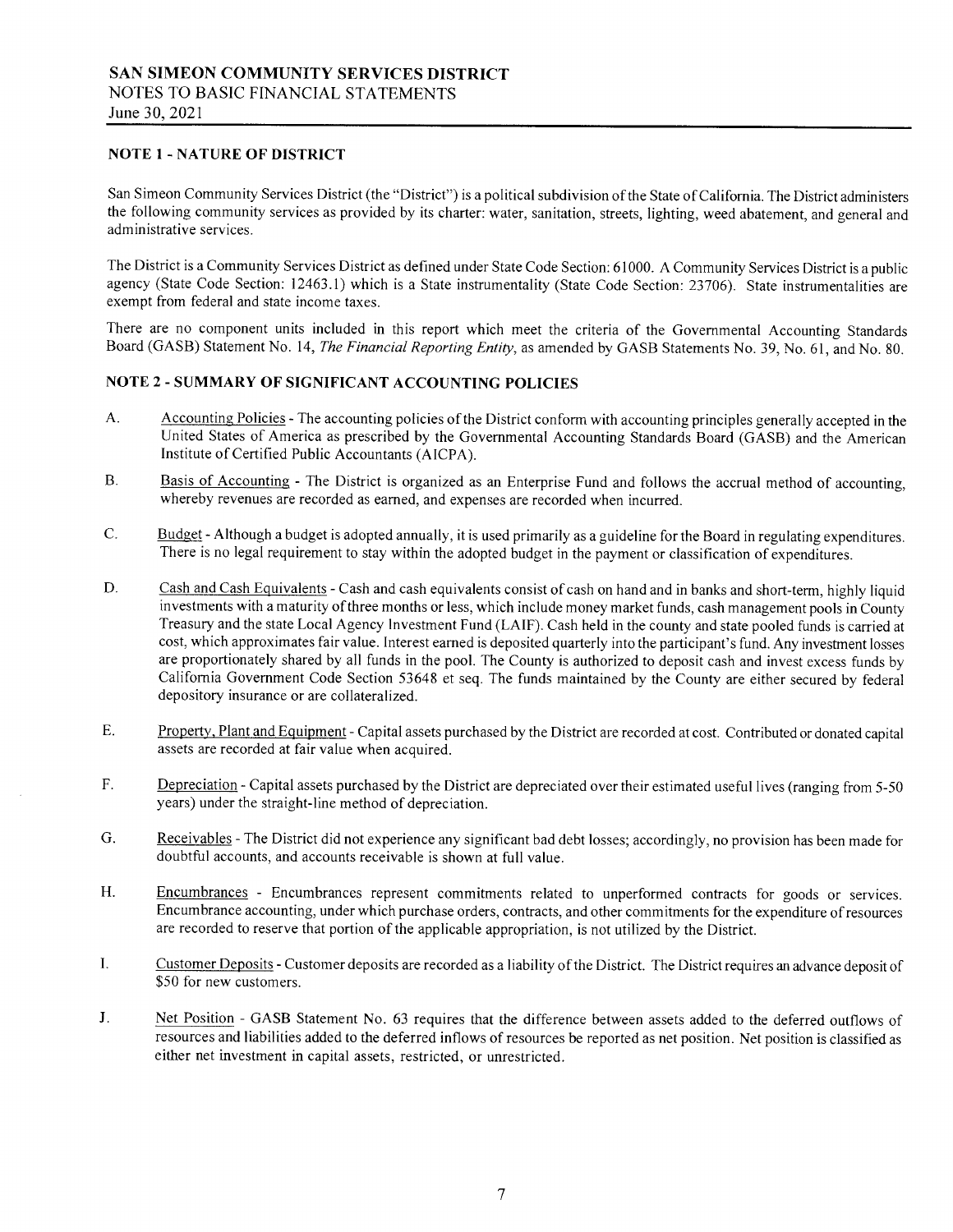**SAN SIMEON COMMUNITY SERVICES DISTRICT**
NOTES TO BASIC FINANCIAL STATEMENTS
June 30, 2021

### NOTE 1 - NATURE OF DISTRICT

San Simeon Community Services District (the "District") is a political subdivision of the State of California. The District administers the following community services as provided by its charter: water, sanitation, streets, lighting, weed abatement, and general and administrative services.

The District is a Community Services District as defined under State Code Section: 61000. A Community Services District is a public agency (State Code Section: 12463.1) which is a State instrumentality (State Code Section: 23706). State instrumentalities are exempt from federal and state income taxes.

There are no component units included in this report which meet the criteria of the Governmental Accounting Standards Board (GASB) Statement No. 14, *The Financial Reporting Entity*, as amended by GASB Statements No. 39, No. 61, and No. 80.

### NOTE 2 - SUMMARY OF SIGNIFICANT ACCOUNTING POLICIES

A. Accounting Policies - The accounting policies of the District conform with accounting principles generally accepted in the United States of America as prescribed by the Governmental Accounting Standards Board (GASB) and the American Institute of Certified Public Accountants (AICPA).

B. Basis of Accounting - The District is organized as an Enterprise Fund and follows the accrual method of accounting, whereby revenues are recorded as earned, and expenses are recorded when incurred.

C. Budget - Although a budget is adopted annually, it is used primarily as a guideline for the Board in regulating expenditures. There is no legal requirement to stay within the adopted budget in the payment or classification of expenditures.

D. Cash and Cash Equivalents - Cash and cash equivalents consist of cash on hand and in banks and short-term, highly liquid investments with a maturity of three months or less, which include money market funds, cash management pools in County Treasury and the state Local Agency Investment Fund (LAIF). Cash held in the county and state pooled funds is carried at cost, which approximates fair value. Interest earned is deposited quarterly into the participant's fund. Any investment losses are proportionately shared by all funds in the pool. The County is authorized to deposit cash and invest excess funds by California Government Code Section 53648 et seq. The funds maintained by the County are either secured by federal depository insurance or are collateralized.

E. Property, Plant and Equipment - Capital assets purchased by the District are recorded at cost. Contributed or donated capital assets are recorded at fair value when acquired.

F. Depreciation - Capital assets purchased by the District are depreciated over their estimated useful lives (ranging from 5-50 years) under the straight-line method of depreciation.

G. Receivables - The District did not experience any significant bad debt losses; accordingly, no provision has been made for doubtful accounts, and accounts receivable is shown at full value.

H. Encumbrances - Encumbrances represent commitments related to unperformed contracts for goods or services. Encumbrance accounting, under which purchase orders, contracts, and other commitments for the expenditure of resources are recorded to reserve that portion of the applicable appropriation, is not utilized by the District.

I. Customer Deposits - Customer deposits are recorded as a liability of the District. The District requires an advance deposit of $50 for new customers.

J. Net Position - GASB Statement No. 63 requires that the difference between assets added to the deferred outflows of resources and liabilities added to the deferred inflows of resources be reported as net position. Net position is classified as either net investment in capital assets, restricted, or unrestricted.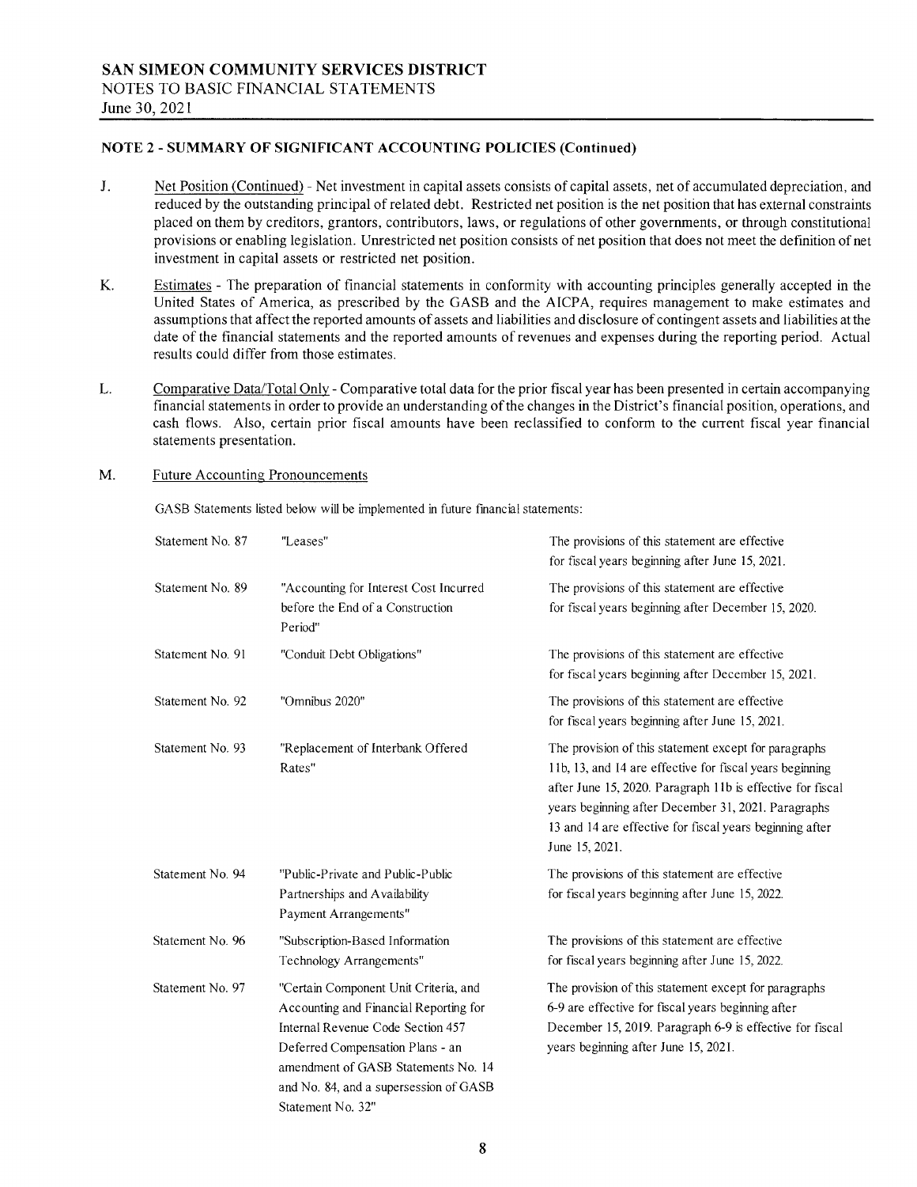## NOTE 2 - SUMMARY OF SIGNIFICANT ACCOUNTING POLICIES (Continued)

J. Net Position (Continued) - Net investment in capital assets consists of capital assets, net of accumulated depreciation, and reduced by the outstanding principal of related debt. Restricted net position is the net position that has external constraints placed on them by creditors, grantors, contributors, laws, or regulations of other governments, or through constitutional provisions or enabling legislation. Unrestricted net position consists of net position that does not meet the definition of net investment in capital assets or restricted net position.

K. Estimates - The preparation of financial statements in conformity with accounting principles generally accepted in the United States of America, as prescribed by the GASB and the AICPA, requires management to make estimates and assumptions that affect the reported amounts of assets and liabilities and disclosure of contingent assets and liabilities at the date of the financial statements and the reported amounts of revenues and expenses during the reporting period. Actual results could differ from those estimates.

L. Comparative Data/Total Only - Comparative total data for the prior fiscal year has been presented in certain accompanying financial statements in order to provide an understanding of the changes in the District's financial position, operations, and cash flows. Also, certain prior fiscal amounts have been reclassified to conform to the current fiscal year financial statements presentation.

M. Future Accounting Pronouncements

GASB Statements listed below will be implemented in future financial statements:

| | | |
|---|---|---|
| Statement No. 87 | "Leases" | The provisions of this statement are effective for fiscal years beginning after June 15, 2021. |
| Statement No. 89 | "Accounting for Interest Cost Incurred before the End of a Construction Period" | The provisions of this statement are effective for fiscal years beginning after December 15, 2020. |
| Statement No. 91 | "Conduit Debt Obligations" | The provisions of this statement are effective for fiscal years beginning after December 15, 2021. |
| Statement No. 92 | "Omnibus 2020" | The provisions of this statement are effective for fiscal years beginning after June 15, 2021. |
| Statement No. 93 | "Replacement of Interbank Offered Rates" | The provision of this statement except for paragraphs 11b, 13, and 14 are effective for fiscal years beginning after June 15, 2020. Paragraph 11b is effective for fiscal years beginning after December 31, 2021. Paragraphs 13 and 14 are effective for fiscal years beginning after June 15, 2021. |
| Statement No. 94 | "Public-Private and Public-Public Partnerships and Availability Payment Arrangements" | The provisions of this statement are effective for fiscal years beginning after June 15, 2022. |
| Statement No. 96 | "Subscription-Based Information Technology Arrangements" | The provisions of this statement are effective for fiscal years beginning after June 15, 2022. |
| Statement No. 97 | "Certain Component Unit Criteria, and Accounting and Financial Reporting for Internal Revenue Code Section 457 Deferred Compensation Plans - an amendment of GASB Statements No. 14 and No. 84, and a supersession of GASB Statement No. 32" | The provision of this statement except for paragraphs 6-9 are effective for fiscal years beginning after December 15, 2019. Paragraph 6-9 is effective for fiscal years beginning after June 15, 2021. |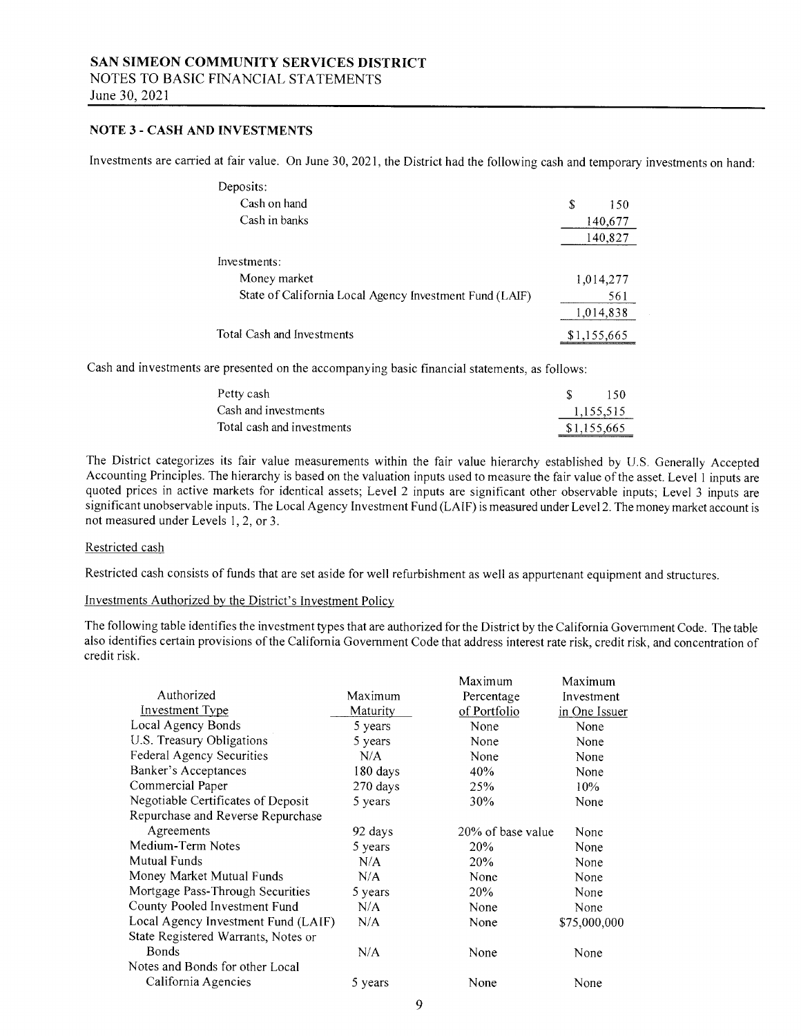## SAN SIMEON COMMUNITY SERVICES DISTRICT

NOTES TO BASIC FINANCIAL STATEMENTS

June 30, 2021

### NOTE 3 - CASH AND INVESTMENTS

Investments are carried at fair value. On June 30, 2021, the District had the following cash and temporary investments on hand:

| | |
|---|---|
| Deposits: | |
| Cash on hand | $ 150 |
| Cash in banks | 140,677 |
| | 140,827 |
| Investments: | |
| Money market | 1,014,277 |
| State of California Local Agency Investment Fund (LAIF) | 561 |
| | 1,014,838 |
| Total Cash and Investments | $1,155,665 |

Cash and investments are presented on the accompanying basic financial statements, as follows:

| | |
|---|---|
| Petty cash | $ 150 |
| Cash and investments | 1,155,515 |
| Total cash and investments | $1,155,665 |

The District categorizes its fair value measurements within the fair value hierarchy established by U.S. Generally Accepted Accounting Principles. The hierarchy is based on the valuation inputs used to measure the fair value of the asset. Level 1 inputs are quoted prices in active markets for identical assets; Level 2 inputs are significant other observable inputs; Level 3 inputs are significant unobservable inputs. The Local Agency Investment Fund (LAIF) is measured under Level 2. The money market account is not measured under Levels 1, 2, or 3.

Restricted cash

Restricted cash consists of funds that are set aside for well refurbishment as well as appurtenant equipment and structures.

Investments Authorized by the District's Investment Policy

The following table identifies the investment types that are authorized for the District by the California Government Code. The table also identifies certain provisions of the California Government Code that address interest rate risk, credit risk, and concentration of credit risk.

| Authorized Investment Type | Maximum Maturity | Maximum Percentage of Portfolio | Maximum Investment in One Issuer |
|---|---|---|---|
| Local Agency Bonds | 5 years | None | None |
| U.S. Treasury Obligations | 5 years | None | None |
| Federal Agency Securities | N/A | None | None |
| Banker's Acceptances | 180 days | 40% | None |
| Commercial Paper | 270 days | 25% | 10% |
| Negotiable Certificates of Deposit | 5 years | 30% | None |
| Repurchase and Reverse Repurchase Agreements | 92 days | 20% of base value | None |
| Medium-Term Notes | 5 years | 20% | None |
| Mutual Funds | N/A | 20% | None |
| Money Market Mutual Funds | N/A | None | None |
| Mortgage Pass-Through Securities | 5 years | 20% | None |
| County Pooled Investment Fund | N/A | None | None |
| Local Agency Investment Fund (LAIF) | N/A | None | $75,000,000 |
| State Registered Warrants, Notes or Bonds | N/A | None | None |
| Notes and Bonds for other Local California Agencies | 5 years | None | None |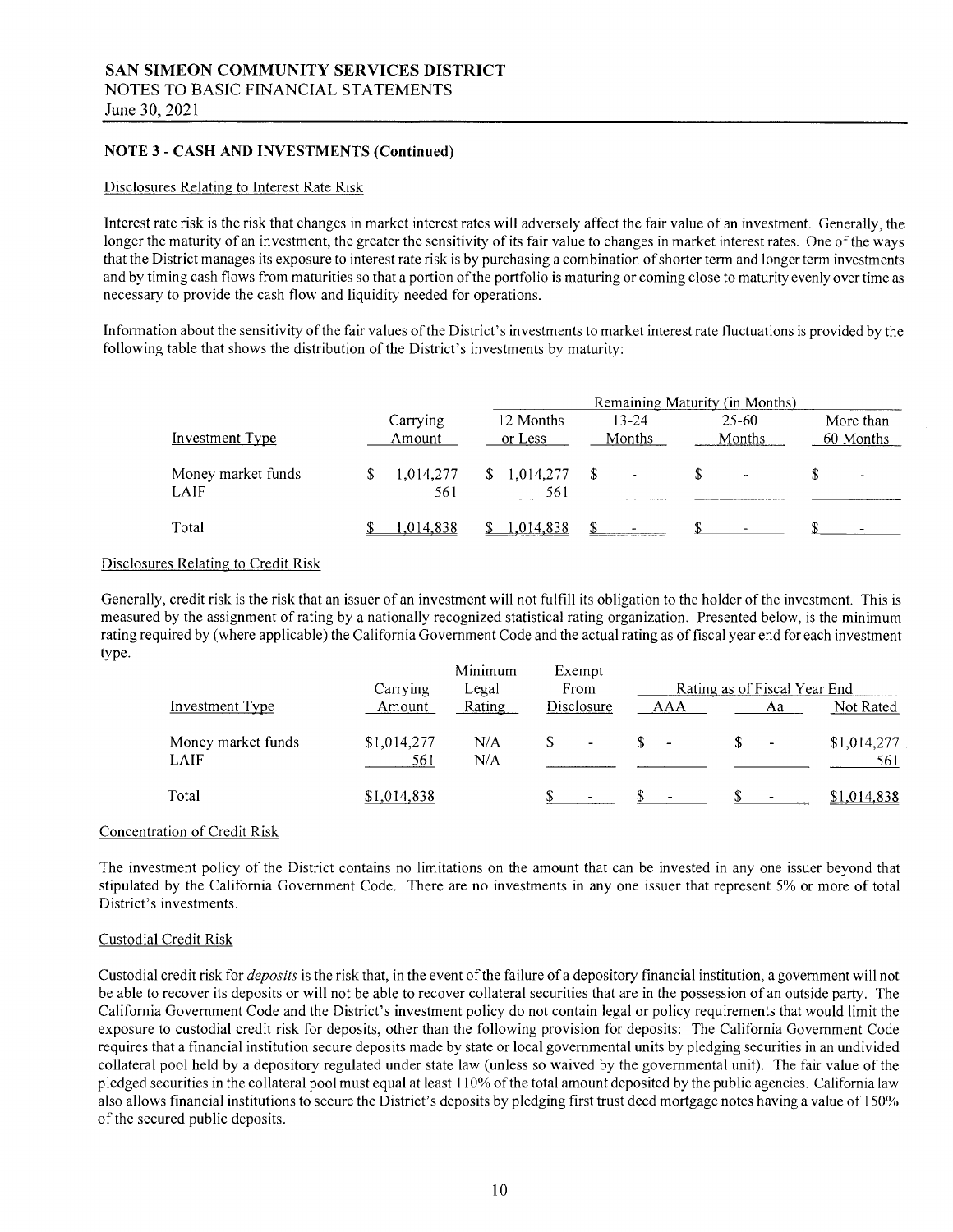## NOTE 3 - CASH AND INVESTMENTS (Continued)

### Disclosures Relating to Interest Rate Risk

Interest rate risk is the risk that changes in market interest rates will adversely affect the fair value of an investment. Generally, the longer the maturity of an investment, the greater the sensitivity of its fair value to changes in market interest rates. One of the ways that the District manages its exposure to interest rate risk is by purchasing a combination of shorter term and longer term investments and by timing cash flows from maturities so that a portion of the portfolio is maturing or coming close to maturity evenly over time as necessary to provide the cash flow and liquidity needed for operations.

Information about the sensitivity of the fair values of the District's investments to market interest rate fluctuations is provided by the following table that shows the distribution of the District's investments by maturity:

| | | Remaining Maturity (in Months) | | | |
|---|---|---|---|---|---|
| Investment Type | Carrying Amount | 12 Months or Less | 13-24 Months | 25-60 Months | More than 60 Months |
| Money market funds | $ 1,014,277 | $ 1,014,277 | $ - | $ - | $ - |
| LAIF | 561 | 561 | | | |
| Total | $ 1,014,838 | $ 1,014,838 | $ - | $ - | $ - |

### Disclosures Relating to Credit Risk

Generally, credit risk is the risk that an issuer of an investment will not fulfill its obligation to the holder of the investment. This is measured by the assignment of rating by a nationally recognized statistical rating organization. Presented below, is the minimum rating required by (where applicable) the California Government Code and the actual rating as of fiscal year end for each investment type.

| | | | | Rating as of Fiscal Year End | | |
|---|---|---|---|---|---|---|
| Investment Type | Carrying Amount | Minimum Legal Rating | Exempt From Disclosure | AAA | Aa | Not Rated |
| Money market funds | $1,014,277 | N/A | $ - | $ - | $ - | $1,014,277 |
| LAIF | 561 | N/A | | | | 561 |
| Total | $1,014,838 | | $ - | $ - | $ - | $1,014,838 |

### Concentration of Credit Risk

The investment policy of the District contains no limitations on the amount that can be invested in any one issuer beyond that stipulated by the California Government Code. There are no investments in any one issuer that represent 5% or more of total District's investments.

### Custodial Credit Risk

Custodial credit risk for *deposits* is the risk that, in the event of the failure of a depository financial institution, a government will not be able to recover its deposits or will not be able to recover collateral securities that are in the possession of an outside party. The California Government Code and the District's investment policy do not contain legal or policy requirements that would limit the exposure to custodial credit risk for deposits, other than the following provision for deposits: The California Government Code requires that a financial institution secure deposits made by state or local governmental units by pledging securities in an undivided collateral pool held by a depository regulated under state law (unless so waived by the governmental unit). The fair value of the pledged securities in the collateral pool must equal at least 110% of the total amount deposited by the public agencies. California law also allows financial institutions to secure the District's deposits by pledging first trust deed mortgage notes having a value of 150% of the secured public deposits.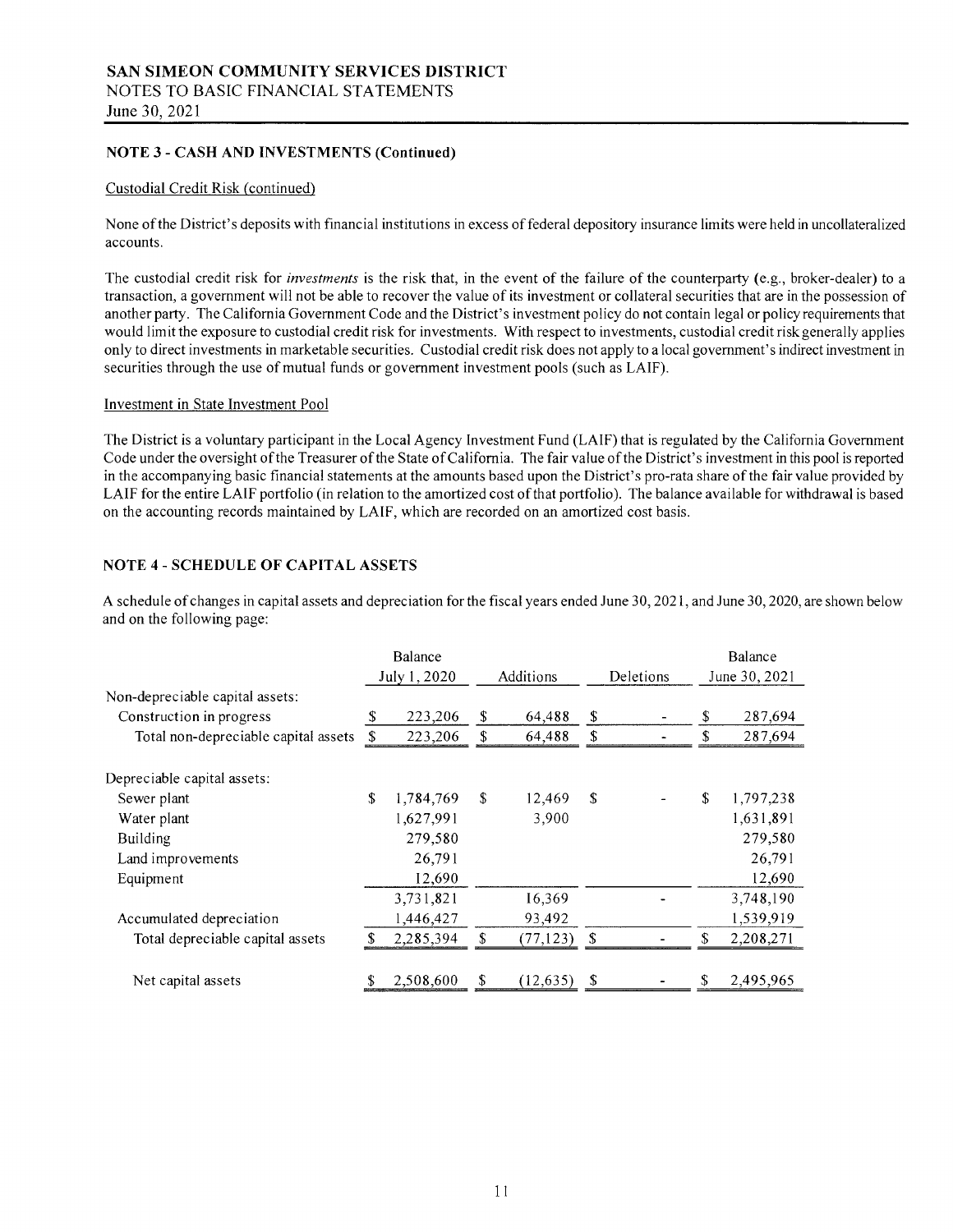**SAN SIMEON COMMUNITY SERVICES DISTRICT**
NOTES TO BASIC FINANCIAL STATEMENTS
June 30, 2021

## NOTE 3 - CASH AND INVESTMENTS (Continued)

Custodial Credit Risk (continued)

None of the District's deposits with financial institutions in excess of federal depository insurance limits were held in uncollateralized accounts.

The custodial credit risk for *investments* is the risk that, in the event of the failure of the counterparty (e.g., broker-dealer) to a transaction, a government will not be able to recover the value of its investment or collateral securities that are in the possession of another party. The California Government Code and the District's investment policy do not contain legal or policy requirements that would limit the exposure to custodial credit risk for investments. With respect to investments, custodial credit risk generally applies only to direct investments in marketable securities. Custodial credit risk does not apply to a local government's indirect investment in securities through the use of mutual funds or government investment pools (such as LAIF).

Investment in State Investment Pool

The District is a voluntary participant in the Local Agency Investment Fund (LAIF) that is regulated by the California Government Code under the oversight of the Treasurer of the State of California. The fair value of the District's investment in this pool is reported in the accompanying basic financial statements at the amounts based upon the District's pro-rata share of the fair value provided by LAIF for the entire LAIF portfolio (in relation to the amortized cost of that portfolio). The balance available for withdrawal is based on the accounting records maintained by LAIF, which are recorded on an amortized cost basis.

## NOTE 4 - SCHEDULE OF CAPITAL ASSETS

A schedule of changes in capital assets and depreciation for the fiscal years ended June 30, 2021, and June 30, 2020, are shown below and on the following page:

| | Balance July 1, 2020 | Additions | Deletions | Balance June 30, 2021 |
|---|---|---|---|---|
| Non-depreciable capital assets: | | | | |
| Construction in progress | $ 223,206 | $ 64,488 | $ - | $ 287,694 |
| Total non-depreciable capital assets | $ 223,206 | $ 64,488 | $ - | $ 287,694 |
| Depreciable capital assets: | | | | |
| Sewer plant | $ 1,784,769 | $ 12,469 | $ - | $ 1,797,238 |
| Water plant | 1,627,991 | 3,900 | | 1,631,891 |
| Building | 279,580 | | | 279,580 |
| Land improvements | 26,791 | | | 26,791 |
| Equipment | 12,690 | | | 12,690 |
| | 3,731,821 | 16,369 | - | 3,748,190 |
| Accumulated depreciation | 1,446,427 | 93,492 | | 1,539,919 |
| Total depreciable capital assets | $ 2,285,394 | $ (77,123) | $ - | $ 2,208,271 |
| Net capital assets | $ 2,508,600 | $ (12,635) | $ - | $ 2,495,965 |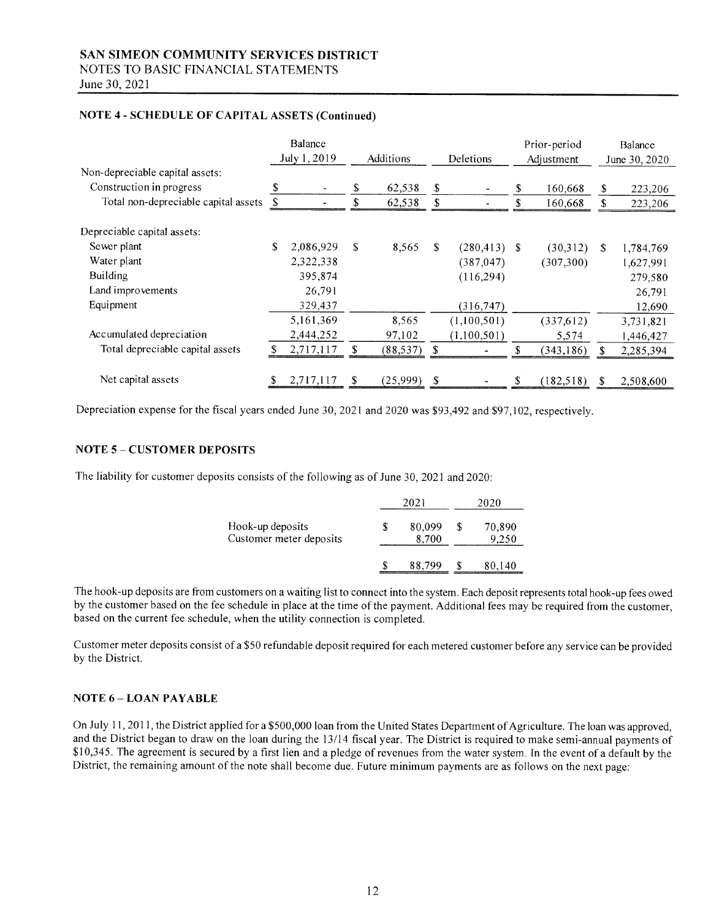**SAN SIMEON COMMUNITY SERVICES DISTRICT**
NOTES TO BASIC FINANCIAL STATEMENTS
June 30, 2021

### NOTE 4 - SCHEDULE OF CAPITAL ASSETS (Continued)

| | Balance July 1, 2019 | Additions | Deletions | Prior-period Adjustment | Balance June 30, 2020 |
|---|---|---|---|---|---|
| Non-depreciable capital assets: | | | | | |
| Construction in progress | $ - | $ 62,538 | $ - | $ 160,668 | $ 223,206 |
| Total non-depreciable capital assets | $ - | $ 62,538 | $ - | $ 160,668 | $ 223,206 |
| Depreciable capital assets: | | | | | |
| Sewer plant | $ 2,086,929 | $ 8,565 | $ (280,413) | $ (30,312) | $ 1,784,769 |
| Water plant | 2,322,338 | | (387,047) | (307,300) | 1,627,991 |
| Building | 395,874 | | (116,294) | | 279,580 |
| Land improvements | 26,791 | | | | 26,791 |
| Equipment | 329,437 | | (316,747) | | 12,690 |
| | 5,161,369 | 8,565 | (1,100,501) | (337,612) | 3,731,821 |
| Accumulated depreciation | 2,444,252 | 97,102 | (1,100,501) | 5,574 | 1,446,427 |
| Total depreciable capital assets | $ 2,717,117 | $ (88,537) | $ - | $ (343,186) | $ 2,285,394 |
| Net capital assets | $ 2,717,117 | $ (25,999) | $ - | $ (182,518) | $ 2,508,600 |

Depreciation expense for the fiscal years ended June 30, 2021 and 2020 was $93,492 and $97,102, respectively.

### NOTE 5 – CUSTOMER DEPOSITS

The liability for customer deposits consists of the following as of June 30, 2021 and 2020:

| | 2021 | 2020 |
|---|---|---|
| Hook-up deposits | $ 80,099 | $ 70,890 |
| Customer meter deposits | 8,700 | 9,250 |
| | $ 88,799 | $ 80,140 |

The hook-up deposits are from customers on a waiting list to connect into the system. Each deposit represents total hook-up fees owed by the customer based on the fee schedule in place at the time of the payment. Additional fees may be required from the customer, based on the current fee schedule, when the utility connection is completed.

Customer meter deposits consist of a $50 refundable deposit required for each metered customer before any service can be provided by the District.

### NOTE 6 – LOAN PAYABLE

On July 11, 2011, the District applied for a $500,000 loan from the United States Department of Agriculture. The loan was approved, and the District began to draw on the loan during the 13/14 fiscal year. The District is required to make semi-annual payments of $10,345. The agreement is secured by a first lien and a pledge of revenues from the water system. In the event of a default by the District, the remaining amount of the note shall become due. Future minimum payments are as follows on the next page: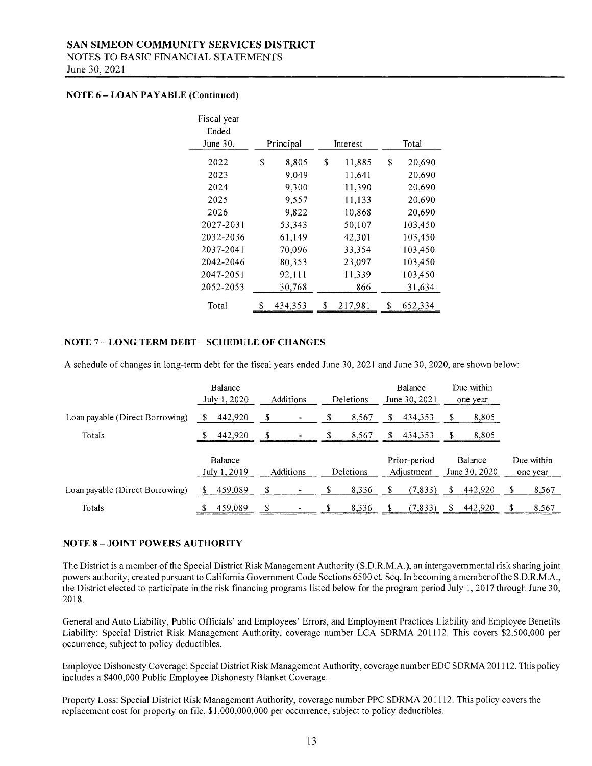### NOTE 6 – LOAN PAYABLE (Continued)

| Fiscal year Ended June 30, | Principal | Interest | Total |
|---|---|---|---|
| 2022 | $ 8,805 | $ 11,885 | $ 20,690 |
| 2023 | 9,049 | 11,641 | 20,690 |
| 2024 | 9,300 | 11,390 | 20,690 |
| 2025 | 9,557 | 11,133 | 20,690 |
| 2026 | 9,822 | 10,868 | 20,690 |
| 2027-2031 | 53,343 | 50,107 | 103,450 |
| 2032-2036 | 61,149 | 42,301 | 103,450 |
| 2037-2041 | 70,096 | 33,354 | 103,450 |
| 2042-2046 | 80,353 | 23,097 | 103,450 |
| 2047-2051 | 92,111 | 11,339 | 103,450 |
| 2052-2053 | 30,768 | 866 | 31,634 |
| Total | $ 434,353 | $ 217,981 | $ 652,334 |

### NOTE 7 – LONG TERM DEBT – SCHEDULE OF CHANGES

A schedule of changes in long-term debt for the fiscal years ended June 30, 2021 and June 30, 2020, are shown below:

| | Balance July 1, 2020 | Additions | Deletions | Balance June 30, 2021 | Due within one year |
|---|---|---|---|---|---|
| Loan payable (Direct Borrowing) | $ 442,920 | $ - | $ 8,567 | $ 434,353 | $ 8,805 |
| Totals | $ 442,920 | $ - | $ 8,567 | $ 434,353 | $ 8,805 |

| | Balance July 1, 2019 | Additions | Deletions | Prior-period Adjustment | Balance June 30, 2020 | Due within one year |
|---|---|---|---|---|---|---|
| Loan payable (Direct Borrowing) | $ 459,089 | $ - | $ 8,336 | $ (7,833) | $ 442,920 | $ 8,567 |
| Totals | $ 459,089 | $ - | $ 8,336 | $ (7,833) | $ 442,920 | $ 8,567 |

### NOTE 8 – JOINT POWERS AUTHORITY

The District is a member of the Special District Risk Management Authority (S.D.R.M.A.), an intergovernmental risk sharing joint powers authority, created pursuant to California Government Code Sections 6500 et. Seq. In becoming a member of the S.D.R.M.A., the District elected to participate in the risk financing programs listed below for the program period July 1, 2017 through June 30, 2018.

General and Auto Liability, Public Officials' and Employees' Errors, and Employment Practices Liability and Employee Benefits Liability: Special District Risk Management Authority, coverage number LCA SDRMA 201112. This covers $2,500,000 per occurrence, subject to policy deductibles.

Employee Dishonesty Coverage: Special District Risk Management Authority, coverage number EDC SDRMA 201112. This policy includes a $400,000 Public Employee Dishonesty Blanket Coverage.

Property Loss: Special District Risk Management Authority, coverage number PPC SDRMA 201112. This policy covers the replacement cost for property on file, $1,000,000,000 per occurrence, subject to policy deductibles.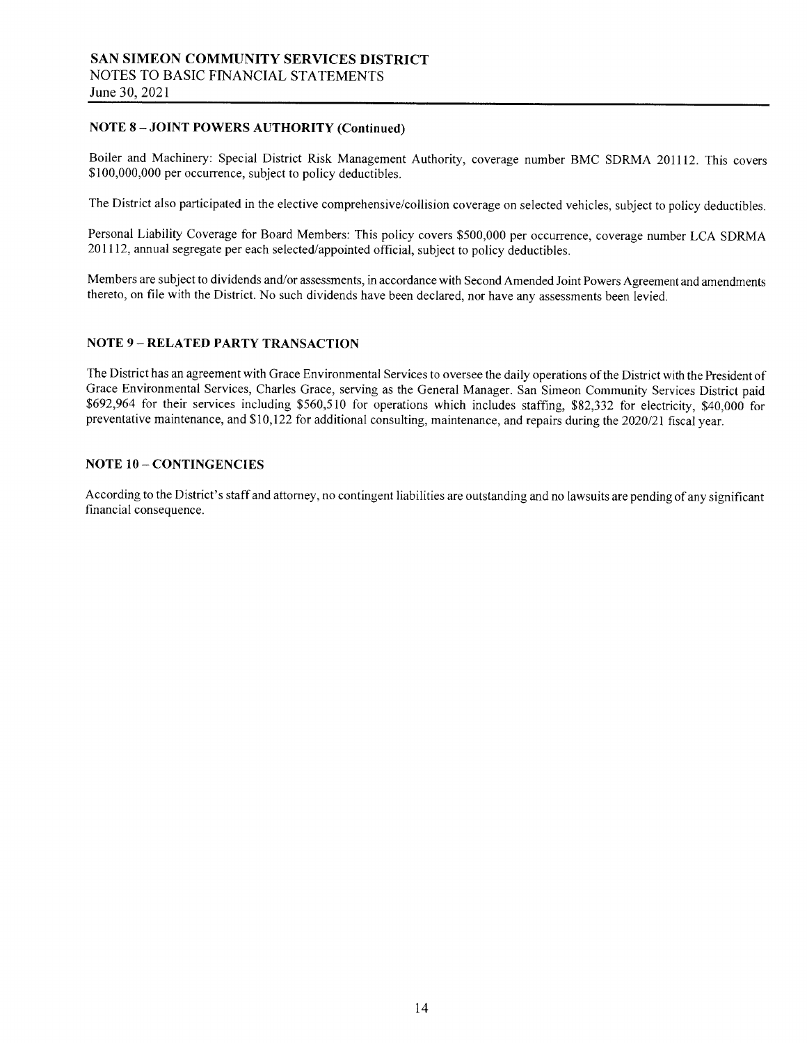## NOTE 8 – JOINT POWERS AUTHORITY (Continued)

Boiler and Machinery: Special District Risk Management Authority, coverage number BMC SDRMA 201112. This covers $100,000,000 per occurrence, subject to policy deductibles.

The District also participated in the elective comprehensive/collision coverage on selected vehicles, subject to policy deductibles.

Personal Liability Coverage for Board Members: This policy covers $500,000 per occurrence, coverage number LCA SDRMA 201112, annual segregate per each selected/appointed official, subject to policy deductibles.

Members are subject to dividends and/or assessments, in accordance with Second Amended Joint Powers Agreement and amendments thereto, on file with the District. No such dividends have been declared, nor have any assessments been levied.

## NOTE 9 – RELATED PARTY TRANSACTION

The District has an agreement with Grace Environmental Services to oversee the daily operations of the District with the President of Grace Environmental Services, Charles Grace, serving as the General Manager. San Simeon Community Services District paid $692,964 for their services including $560,510 for operations which includes staffing, $82,332 for electricity, $40,000 for preventative maintenance, and $10,122 for additional consulting, maintenance, and repairs during the 2020/21 fiscal year.

## NOTE 10 – CONTINGENCIES

According to the District's staff and attorney, no contingent liabilities are outstanding and no lawsuits are pending of any significant financial consequence.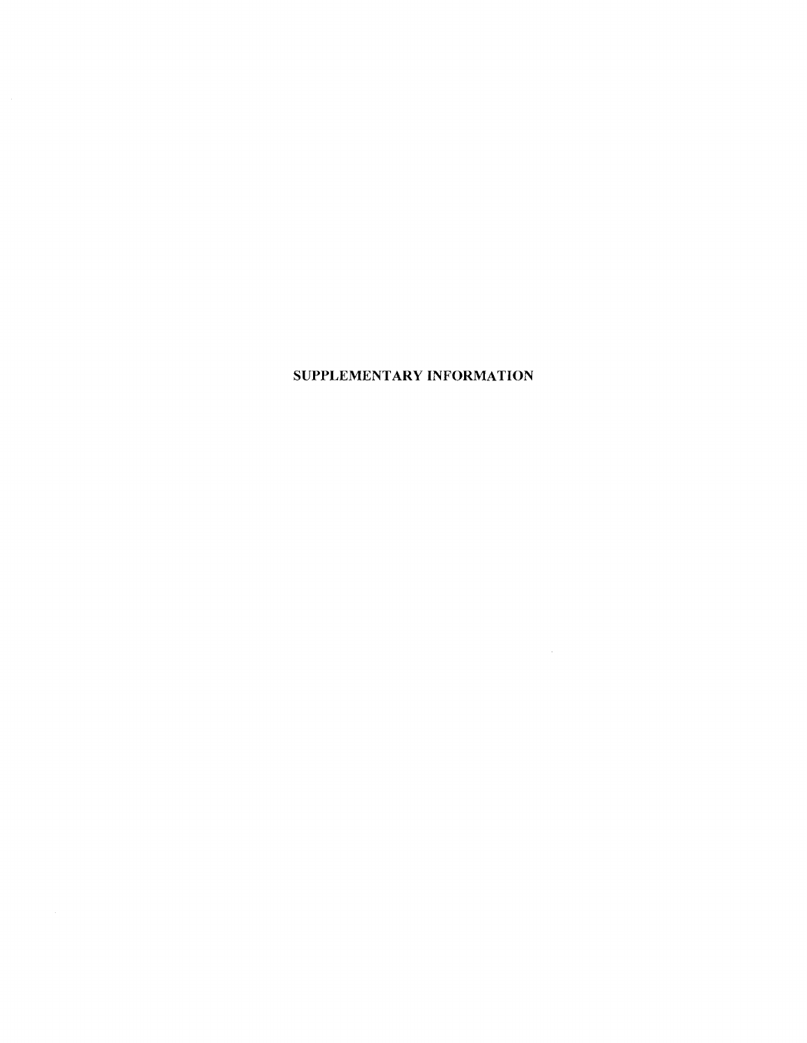# SUPPLEMENTARY INFORMATION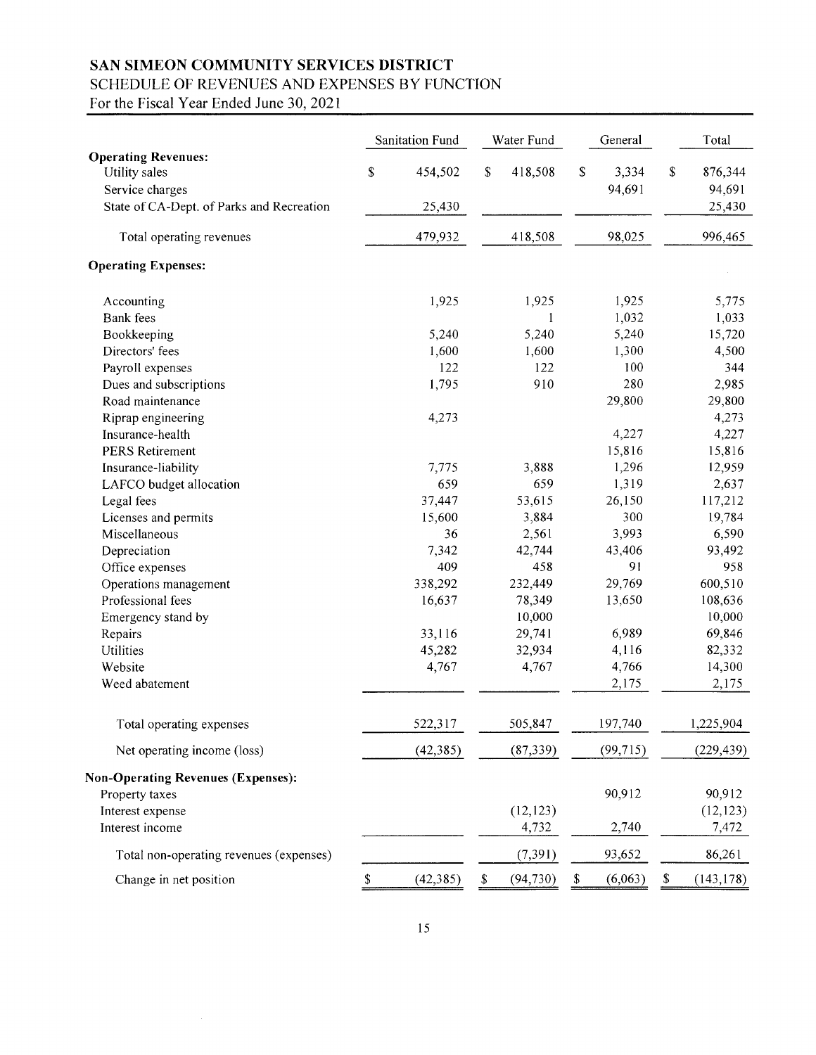# SAN SIMEON COMMUNITY SERVICES DISTRICT

## SCHEDULE OF REVENUES AND EXPENSES BY FUNCTION

For the Fiscal Year Ended June 30, 2021

| | Sanitation Fund | Water Fund | General | Total |
|---|---|---|---|---|
| **Operating Revenues:** | | | | |
| Utility sales | $ 454,502 | $ 418,508 | $ 3,334 | $ 876,344 |
| Service charges | | | 94,691 | 94,691 |
| State of CA-Dept. of Parks and Recreation | 25,430 | | | 25,430 |
| Total operating revenues | 479,932 | 418,508 | 98,025 | 996,465 |
| **Operating Expenses:** | | | | |
| Accounting | 1,925 | 1,925 | 1,925 | 5,775 |
| Bank fees | | 1 | 1,032 | 1,033 |
| Bookkeeping | 5,240 | 5,240 | 5,240 | 15,720 |
| Directors' fees | 1,600 | 1,600 | 1,300 | 4,500 |
| Payroll expenses | 122 | 122 | 100 | 344 |
| Dues and subscriptions | 1,795 | 910 | 280 | 2,985 |
| Road maintenance | | | 29,800 | 29,800 |
| Riprap engineering | 4,273 | | | 4,273 |
| Insurance-health | | | 4,227 | 4,227 |
| PERS Retirement | | | 15,816 | 15,816 |
| Insurance-liability | 7,775 | 3,888 | 1,296 | 12,959 |
| LAFCO budget allocation | 659 | 659 | 1,319 | 2,637 |
| Legal fees | 37,447 | 53,615 | 26,150 | 117,212 |
| Licenses and permits | 15,600 | 3,884 | 300 | 19,784 |
| Miscellaneous | 36 | 2,561 | 3,993 | 6,590 |
| Depreciation | 7,342 | 42,744 | 43,406 | 93,492 |
| Office expenses | 409 | 458 | 91 | 958 |
| Operations management | 338,292 | 232,449 | 29,769 | 600,510 |
| Professional fees | 16,637 | 78,349 | 13,650 | 108,636 |
| Emergency stand by | | 10,000 | | 10,000 |
| Repairs | 33,116 | 29,741 | 6,989 | 69,846 |
| Utilities | 45,282 | 32,934 | 4,116 | 82,332 |
| Website | 4,767 | 4,767 | 4,766 | 14,300 |
| Weed abatement | | | 2,175 | 2,175 |
| Total operating expenses | 522,317 | 505,847 | 197,740 | 1,225,904 |
| Net operating income (loss) | (42,385) | (87,339) | (99,715) | (229,439) |
| **Non-Operating Revenues (Expenses):** | | | | |
| Property taxes | | | 90,912 | 90,912 |
| Interest expense | | (12,123) | | (12,123) |
| Interest income | | 4,732 | 2,740 | 7,472 |
| Total non-operating revenues (expenses) | | (7,391) | 93,652 | 86,261 |
| Change in net position | $ (42,385) | $ (94,730) | $ (6,063) | $ (143,178) |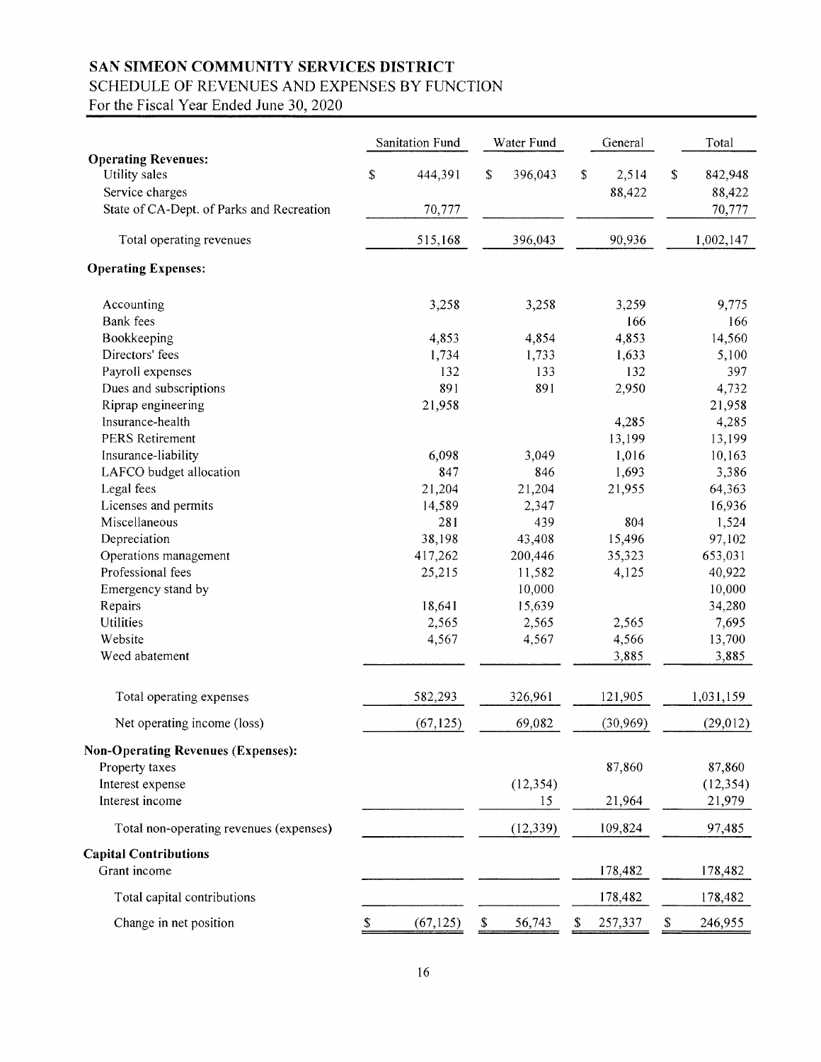# SAN SIMEON COMMUNITY SERVICES DISTRICT

## SCHEDULE OF REVENUES AND EXPENSES BY FUNCTION

For the Fiscal Year Ended June 30, 2020

| | Sanitation Fund | Water Fund | General | Total |
|---|---|---|---|---|
| **Operating Revenues:** | | | | |
| Utility sales | $ 444,391 | $ 396,043 | $ 2,514 | $ 842,948 |
| Service charges | | | 88,422 | 88,422 |
| State of CA-Dept. of Parks and Recreation | 70,777 | | | 70,777 |
| Total operating revenues | 515,168 | 396,043 | 90,936 | 1,002,147 |
| **Operating Expenses:** | | | | |
| Accounting | 3,258 | 3,258 | 3,259 | 9,775 |
| Bank fees | | | 166 | 166 |
| Bookkeeping | 4,853 | 4,854 | 4,853 | 14,560 |
| Directors' fees | 1,734 | 1,733 | 1,633 | 5,100 |
| Payroll expenses | 132 | 133 | 132 | 397 |
| Dues and subscriptions | 891 | 891 | 2,950 | 4,732 |
| Riprap engineering | 21,958 | | | 21,958 |
| Insurance-health | | | 4,285 | 4,285 |
| PERS Retirement | | | 13,199 | 13,199 |
| Insurance-liability | 6,098 | 3,049 | 1,016 | 10,163 |
| LAFCO budget allocation | 847 | 846 | 1,693 | 3,386 |
| Legal fees | 21,204 | 21,204 | 21,955 | 64,363 |
| Licenses and permits | 14,589 | 2,347 | | 16,936 |
| Miscellaneous | 281 | 439 | 804 | 1,524 |
| Depreciation | 38,198 | 43,408 | 15,496 | 97,102 |
| Operations management | 417,262 | 200,446 | 35,323 | 653,031 |
| Professional fees | 25,215 | 11,582 | 4,125 | 40,922 |
| Emergency stand by | | 10,000 | | 10,000 |
| Repairs | 18,641 | 15,639 | | 34,280 |
| Utilities | 2,565 | 2,565 | 2,565 | 7,695 |
| Website | 4,567 | 4,567 | 4,566 | 13,700 |
| Weed abatement | | | 3,885 | 3,885 |
| Total operating expenses | 582,293 | 326,961 | 121,905 | 1,031,159 |
| Net operating income (loss) | (67,125) | 69,082 | (30,969) | (29,012) |
| **Non-Operating Revenues (Expenses):** | | | | |
| Property taxes | | | 87,860 | 87,860 |
| Interest expense | | (12,354) | | (12,354) |
| Interest income | | 15 | 21,964 | 21,979 |
| Total non-operating revenues (expenses) | | (12,339) | 109,824 | 97,485 |
| **Capital Contributions** | | | | |
| Grant income | | | 178,482 | 178,482 |
| Total capital contributions | | | 178,482 | 178,482 |
| Change in net position | $ (67,125) | $ 56,743 | $ 257,337 | $ 246,955 |